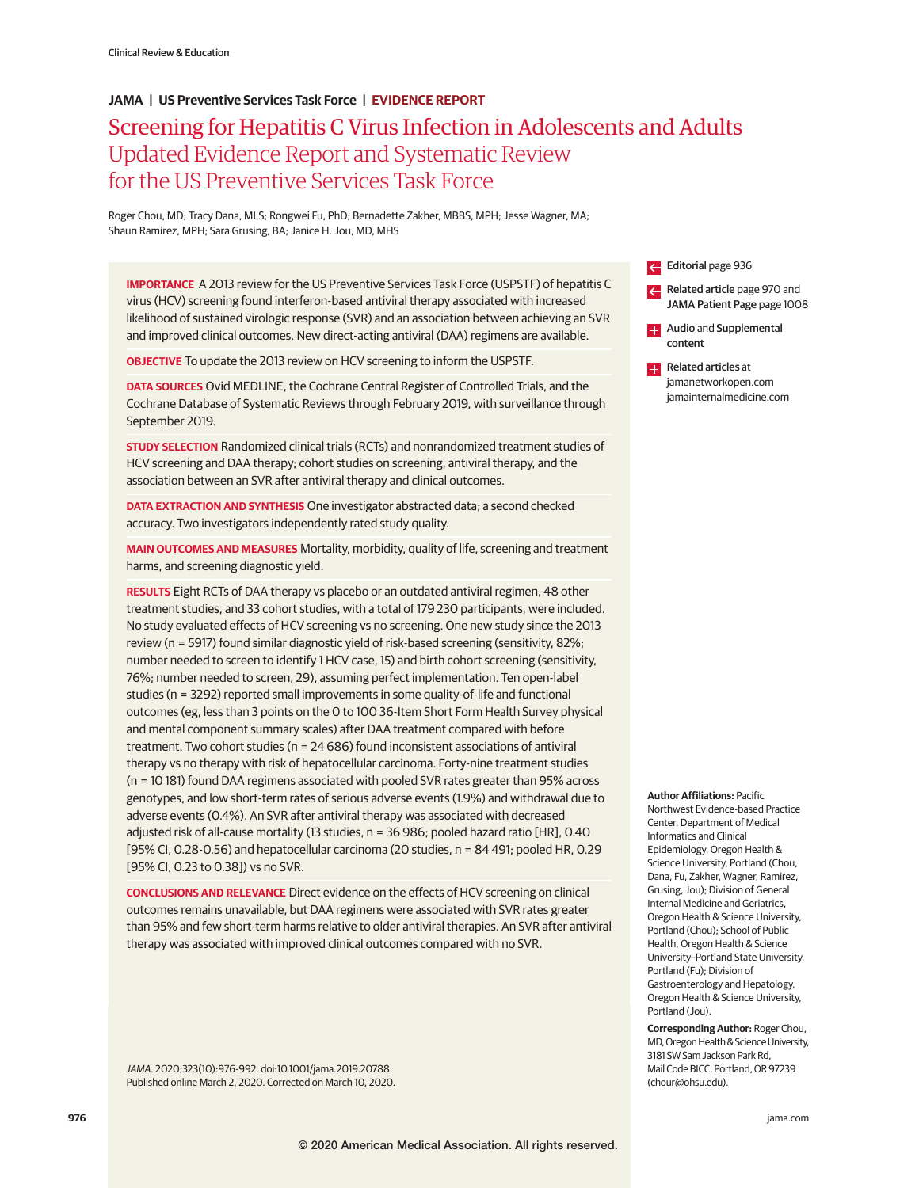Clinical Review & Education

JAMA | US Preventive Services Task Force | EVIDENCE REPORT

# Screening for Hepatitis C Virus Infection in Adolescents and Adults

## Updated Evidence Report and Systematic Review for the US Preventive Services Task Force

Roger Chou, MD; Tracy Dana, MLS; Rongwei Fu, PhD; Bernadette Zakher, MBBS, MPH; Jesse Wagner, MA; Shaun Ramirez, MPH; Sara Grusing, BA; Janice H. Jou, MD, MHS

**IMPORTANCE** A 2013 review for the US Preventive Services Task Force (USPSTF) of hepatitis C virus (HCV) screening found interferon-based antiviral therapy associated with increased likelihood of sustained virologic response (SVR) and an association between achieving an SVR and improved clinical outcomes. New direct-acting antiviral (DAA) regimens are available.

**OBJECTIVE** To update the 2013 review on HCV screening to inform the USPSTF.

**DATA SOURCES** Ovid MEDLINE, the Cochrane Central Register of Controlled Trials, and the Cochrane Database of Systematic Reviews through February 2019, with surveillance through September 2019.

**STUDY SELECTION** Randomized clinical trials (RCTs) and nonrandomized treatment studies of HCV screening and DAA therapy; cohort studies on screening, antiviral therapy, and the association between an SVR after antiviral therapy and clinical outcomes.

**DATA EXTRACTION AND SYNTHESIS** One investigator abstracted data; a second checked accuracy. Two investigators independently rated study quality.

**MAIN OUTCOMES AND MEASURES** Mortality, morbidity, quality of life, screening and treatment harms, and screening diagnostic yield.

**RESULTS** Eight RCTs of DAA therapy vs placebo or an outdated antiviral regimen, 48 other treatment studies, and 33 cohort studies, with a total of 179 230 participants, were included. No study evaluated effects of HCV screening vs no screening. One new study since the 2013 review (n = 5917) found similar diagnostic yield of risk-based screening (sensitivity, 82%; number needed to screen to identify 1 HCV case, 15) and birth cohort screening (sensitivity, 76%; number needed to screen, 29), assuming perfect implementation. Ten open-label studies (n = 3292) reported small improvements in some quality-of-life and functional outcomes (eg, less than 3 points on the 0 to 100 36-Item Short Form Health Survey physical and mental component summary scales) after DAA treatment compared with before treatment. Two cohort studies (n = 24 686) found inconsistent associations of antiviral therapy vs no therapy with risk of hepatocellular carcinoma. Forty-nine treatment studies (n = 10 181) found DAA regimens associated with pooled SVR rates greater than 95% across genotypes, and low short-term rates of serious adverse events (1.9%) and withdrawal due to adverse events (0.4%). An SVR after antiviral therapy was associated with decreased adjusted risk of all-cause mortality (13 studies, n = 36 986; pooled hazard ratio [HR], 0.40 [95% CI, 0.28-0.56) and hepatocellular carcinoma (20 studies, n = 84 491; pooled HR, 0.29 [95% CI, 0.23 to 0.38]) vs no SVR.

**CONCLUSIONS AND RELEVANCE** Direct evidence on the effects of HCV screening on clinical outcomes remains unavailable, but DAA regimens were associated with SVR rates greater than 95% and few short-term harms relative to older antiviral therapies. An SVR after antiviral therapy was associated with improved clinical outcomes compared with no SVR.

*JAMA*. 2020;323(10):976-992. doi:10.1001/jama.2019.20788
Published online March 2, 2020. Corrected on March 10, 2020.

Editorial page 936

Related article page 970 and JAMA Patient Page page 1008

Audio and Supplemental content

Related articles at jamanetworkopen.com jamainternalmedicine.com

**Author Affiliations:** Pacific Northwest Evidence-based Practice Center, Department of Medical Informatics and Clinical Epidemiology, Oregon Health & Science University, Portland (Chou, Dana, Fu, Zakher, Wagner, Ramirez, Grusing, Jou); Division of General Internal Medicine and Geriatrics, Oregon Health & Science University, Portland (Chou); School of Public Health, Oregon Health & Science University–Portland State University, Portland (Fu); Division of Gastroenterology and Hepatology, Oregon Health & Science University, Portland (Jou).

**Corresponding Author:** Roger Chou, MD, Oregon Health & Science University, 3181 SW Sam Jackson Park Rd, Mail Code BICC, Portland, OR 97239 (chour@ohsu.edu).

© 2020 American Medical Association. All rights reserved.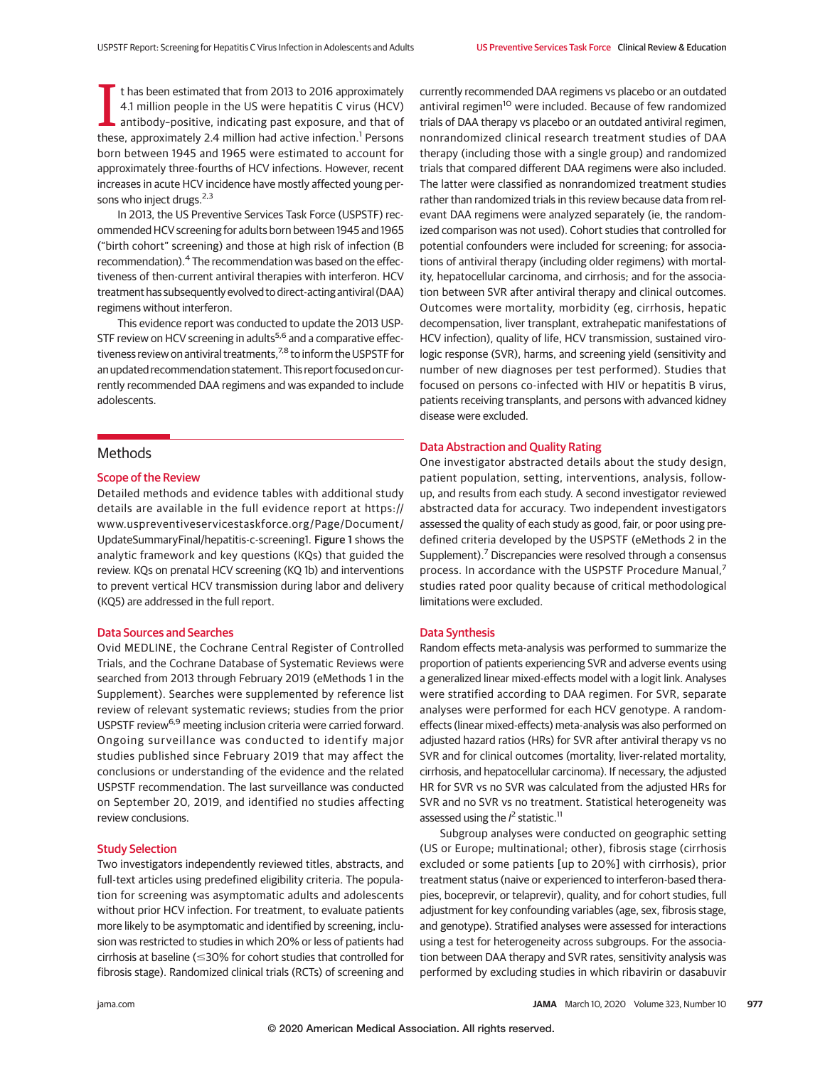It has been estimated that from 2013 to 2016 approximately 4.1 million people in the US were hepatitis C virus (HCV) antibody–positive, indicating past exposure, and that of these, approximately 2.4 million had active infection.[1] Persons born between 1945 and 1965 were estimated to account for approximately three-fourths of HCV infections. However, recent increases in acute HCV incidence have mostly affected young persons who inject drugs.[2,3]

In 2013, the US Preventive Services Task Force (USPSTF) recommended HCV screening for adults born between 1945 and 1965 ("birth cohort" screening) and those at high risk of infection (B recommendation).[4] The recommendation was based on the effectiveness of then-current antiviral therapies with interferon. HCV treatment has subsequently evolved to direct-acting antiviral (DAA) regimens without interferon.

This evidence report was conducted to update the 2013 USPSTF review on HCV screening in adults[5,6] and a comparative effectiveness review on antiviral treatments,[7,8] to inform the USPSTF for an updated recommendation statement. This report focused on currently recommended DAA regimens and was expanded to include adolescents.

## Methods

### Scope of the Review

Detailed methods and evidence tables with additional study details are available in the full evidence report at https://www.uspreventiveservicestaskforce.org/Page/Document/UpdateSummaryFinal/hepatitis-c-screening1. Figure 1 shows the analytic framework and key questions (KQs) that guided the review. KQs on prenatal HCV screening (KQ 1b) and interventions to prevent vertical HCV transmission during labor and delivery (KQ5) are addressed in the full report.

### Data Sources and Searches

Ovid MEDLINE, the Cochrane Central Register of Controlled Trials, and the Cochrane Database of Systematic Reviews were searched from 2013 through February 2019 (eMethods 1 in the Supplement). Searches were supplemented by reference list review of relevant systematic reviews; studies from the prior USPSTF review[6,9] meeting inclusion criteria were carried forward. Ongoing surveillance was conducted to identify major studies published since February 2019 that may affect the conclusions or understanding of the evidence and the related USPSTF recommendation. The last surveillance was conducted on September 20, 2019, and identified no studies affecting review conclusions.

### Study Selection

Two investigators independently reviewed titles, abstracts, and full-text articles using predefined eligibility criteria. The population for screening was asymptomatic adults and adolescents without prior HCV infection. For treatment, to evaluate patients more likely to be asymptomatic and identified by screening, inclusion was restricted to studies in which 20% or less of patients had cirrhosis at baseline (≤30% for cohort studies that controlled for fibrosis stage). Randomized clinical trials (RCTs) of screening and currently recommended DAA regimens vs placebo or an outdated antiviral regimen[10] were included. Because of few randomized trials of DAA therapy vs placebo or an outdated antiviral regimen, nonrandomized clinical research treatment studies of DAA therapy (including those with a single group) and randomized trials that compared different DAA regimens were also included. The latter were classified as nonrandomized treatment studies rather than randomized trials in this review because data from relevant DAA regimens were analyzed separately (ie, the randomized comparison was not used). Cohort studies that controlled for potential confounders were included for screening; for associations of antiviral therapy (including older regimens) with mortality, hepatocellular carcinoma, and cirrhosis; and for the association between SVR after antiviral therapy and clinical outcomes. Outcomes were mortality, morbidity (eg, cirrhosis, hepatic decompensation, liver transplant, extrahepatic manifestations of HCV infection), quality of life, HCV transmission, sustained virologic response (SVR), harms, and screening yield (sensitivity and number of new diagnoses per test performed). Studies that focused on persons co-infected with HIV or hepatitis B virus, patients receiving transplants, and persons with advanced kidney disease were excluded.

### Data Abstraction and Quality Rating

One investigator abstracted details about the study design, patient population, setting, interventions, analysis, follow-up, and results from each study. A second investigator reviewed abstracted data for accuracy. Two independent investigators assessed the quality of each study as good, fair, or poor using predefined criteria developed by the USPSTF (eMethods 2 in the Supplement).[7] Discrepancies were resolved through a consensus process. In accordance with the USPSTF Procedure Manual,[7] studies rated poor quality because of critical methodological limitations were excluded.

### Data Synthesis

Random effects meta-analysis was performed to summarize the proportion of patients experiencing SVR and adverse events using a generalized linear mixed-effects model with a logit link. Analyses were stratified according to DAA regimen. For SVR, separate analyses were performed for each HCV genotype. A random-effects (linear mixed-effects) meta-analysis was also performed on adjusted hazard ratios (HRs) for SVR after antiviral therapy vs no SVR and for clinical outcomes (mortality, liver-related mortality, cirrhosis, and hepatocellular carcinoma). If necessary, the adjusted HR for SVR vs no SVR was calculated from the adjusted HRs for SVR and no SVR vs no treatment. Statistical heterogeneity was assessed using the $I^2$ statistic.[11]

Subgroup analyses were conducted on geographic setting (US or Europe; multinational; other), fibrosis stage (cirrhosis excluded or some patients [up to 20%] with cirrhosis), prior treatment status (naive or experienced to interferon-based therapies, boceprevir, or telaprevir), quality, and for cohort studies, full adjustment for key confounding variables (age, sex, fibrosis stage, and genotype). Stratified analyses were assessed for interactions using a test for heterogeneity across subgroups. For the association between DAA therapy and SVR rates, sensitivity analysis was performed by excluding studies in which ribavirin or dasabuvir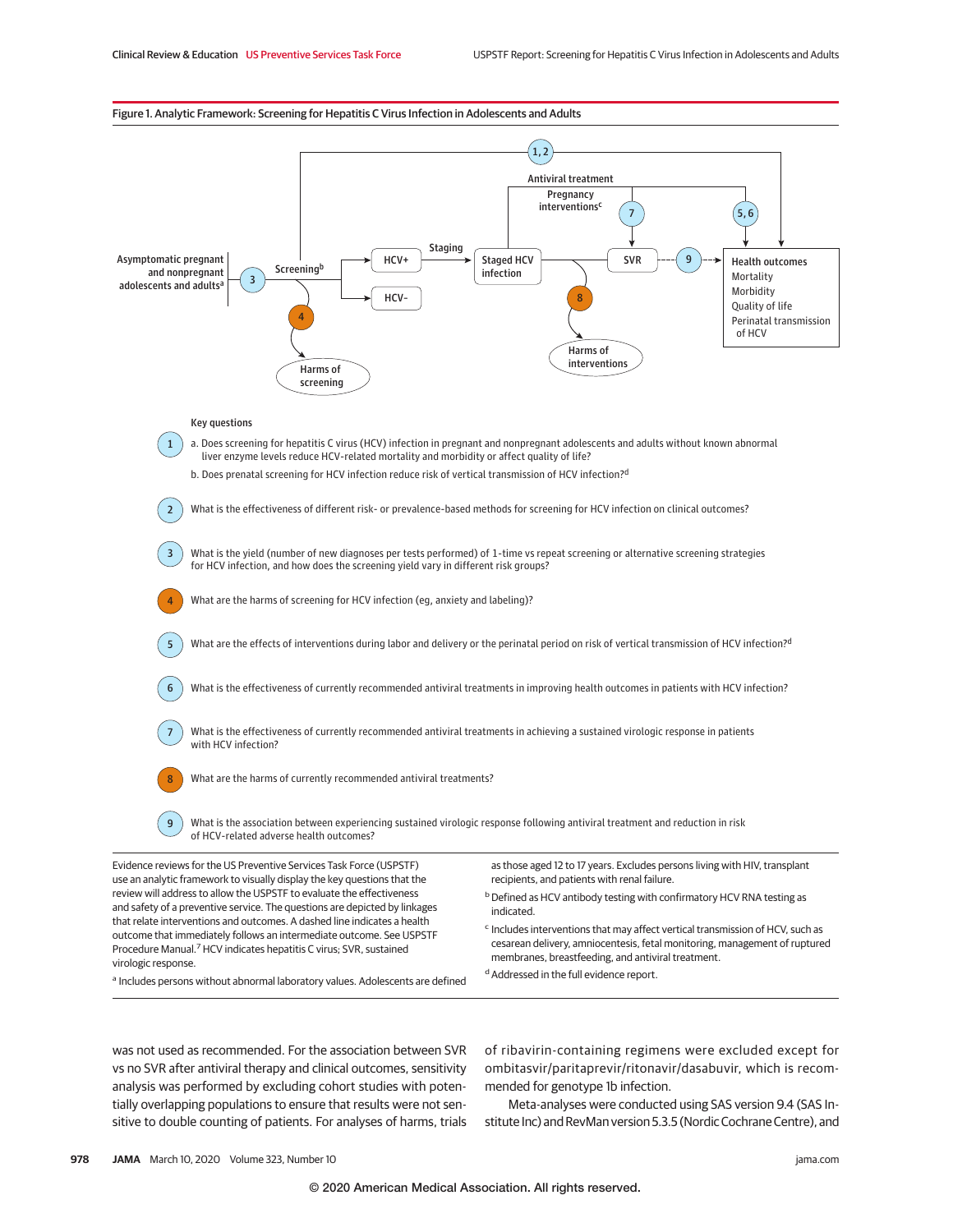Figure 1. Analytic Framework: Screening for Hepatitis C Virus Infection in Adolescents and Adults

Key questions

1. a. Does screening for hepatitis C virus (HCV) infection in pregnant and nonpregnant adolescents and adults without known abnormal liver enzyme levels reduce HCV-related mortality and morbidity or affect quality of life?
   b. Does prenatal screening for HCV infection reduce risk of vertical transmission of HCV infection?[d]
2. What is the effectiveness of different risk- or prevalence-based methods for screening for HCV infection on clinical outcomes?
3. What is the yield (number of new diagnoses per tests performed) of 1-time vs repeat screening or alternative screening strategies for HCV infection, and how does the screening yield vary in different risk groups?
4. What are the harms of screening for HCV infection (eg, anxiety and labeling)?
5. What are the effects of interventions during labor and delivery or the perinatal period on risk of vertical transmission of HCV infection?[d]
6. What is the effectiveness of currently recommended antiviral treatments in improving health outcomes in patients with HCV infection?
7. What is the effectiveness of currently recommended antiviral treatments in achieving a sustained virologic response in patients with HCV infection?
8. What are the harms of currently recommended antiviral treatments?
9. What is the association between experiencing sustained virologic response following antiviral treatment and reduction in risk of HCV-related adverse health outcomes?

Evidence reviews for the US Preventive Services Task Force (USPSTF) use an analytic framework to visually display the key questions that the review will address to allow the USPSTF to evaluate the effectiveness and safety of a preventive service. The questions are depicted by linkages that relate interventions and outcomes. A dashed line indicates a health outcome that immediately follows an intermediate outcome. See USPSTF Procedure Manual.[7] HCV indicates hepatitis C virus; SVR, sustained virologic response.

[a] Includes persons without abnormal laboratory values. Adolescents are defined as those aged 12 to 17 years. Excludes persons living with HIV, transplant recipients, and patients with renal failure.

[b] Defined as HCV antibody testing with confirmatory HCV RNA testing as indicated.

[c] Includes interventions that may affect vertical transmission of HCV, such as cesarean delivery, amniocentesis, fetal monitoring, management of ruptured membranes, breastfeeding, and antiviral treatment.

[d] Addressed in the full evidence report.

was not used as recommended. For the association between SVR vs no SVR after antiviral therapy and clinical outcomes, sensitivity analysis was performed by excluding cohort studies with potentially overlapping populations to ensure that results were not sensitive to double counting of patients. For analyses of harms, trials of ribavirin-containing regimens were excluded except for ombitasvir/paritaprevir/ritonavir/dasabuvir, which is recommended for genotype 1b infection.

Meta-analyses were conducted using SAS version 9.4 (SAS Institute Inc) and RevMan version 5.3.5 (Nordic Cochrane Centre), and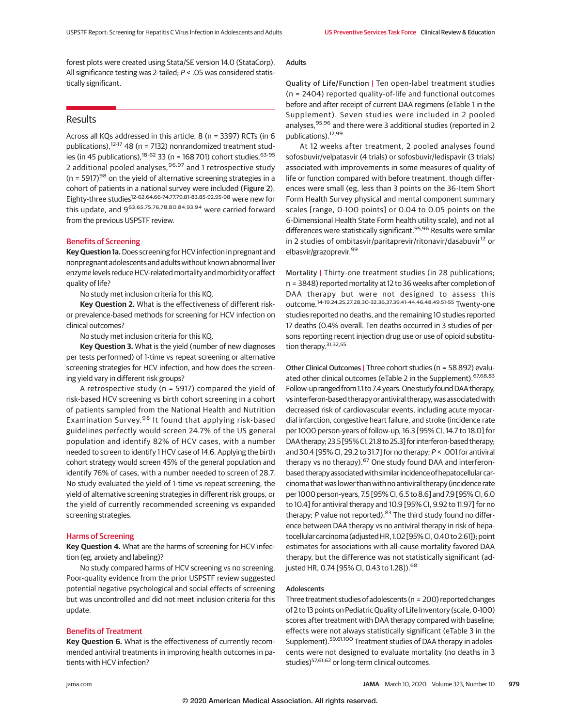forest plots were created using Stata/SE version 14.0 (StataCorp). All significance testing was 2-tailed; $P < .05$ was considered statistically significant.

## Results

Across all KQs addressed in this article, 8 (n = 3397) RCTs (in 6 publications),[12-17] 48 (n = 7132) nonrandomized treatment studies (in 45 publications),[18-62] 33 (n = 168 701) cohort studies,[63-95] 2 additional pooled analyses,[96,97] and 1 retrospective study (n = 5917)[98] on the yield of alternative screening strategies in a cohort of patients in a national survey were included (**Figure 2**). Eighty-three studies[12-62,64,66-74,77,79,81-83,85-92,95-98] were new for this update, and 9[63,65,75,76,78,80,84,93,94] were carried forward from the previous USPSTF review.

### Benefits of Screening

**Key Question 1a.** Does screening for HCV infection in pregnant and nonpregnant adolescents and adults without known abnormal liver enzyme levels reduce HCV-related mortality and morbidity or affect quality of life?

No study met inclusion criteria for this KQ.

**Key Question 2.** What is the effectiveness of different risk- or prevalence-based methods for screening for HCV infection on clinical outcomes?

No study met inclusion criteria for this KQ.

**Key Question 3.** What is the yield (number of new diagnoses per tests performed) of 1-time vs repeat screening or alternative screening strategies for HCV infection, and how does the screening yield vary in different risk groups?

A retrospective study (n = 5917) compared the yield of risk-based HCV screening vs birth cohort screening in a cohort of patients sampled from the National Health and Nutrition Examination Survey.[98] It found that applying risk-based guidelines perfectly would screen 24.7% of the US general population and identify 82% of HCV cases, with a number needed to screen to identify 1 HCV case of 14.6. Applying the birth cohort strategy would screen 45% of the general population and identify 76% of cases, with a number needed to screen of 28.7. No study evaluated the yield of 1-time vs repeat screening, the yield of alternative screening strategies in different risk groups, or the yield of currently recommended screening vs expanded screening strategies.

### Harms of Screening

**Key Question 4.** What are the harms of screening for HCV infection (eg, anxiety and labeling)?

No study compared harms of HCV screening vs no screening. Poor-quality evidence from the prior USPSTF review suggested potential negative psychological and social effects of screening but was uncontrolled and did not meet inclusion criteria for this update.

### Benefits of Treatment

**Key Question 6.** What is the effectiveness of currently recommended antiviral treatments in improving health outcomes in patients with HCV infection?

#### Adults

**Quality of Life/Function |** Ten open-label treatment studies (n = 2404) reported quality-of-life and functional outcomes before and after receipt of current DAA regimens (eTable 1 in the Supplement). Seven studies were included in 2 pooled analyses,[95,96] and there were 3 additional studies (reported in 2 publications).[12,99]

At 12 weeks after treatment, 2 pooled analyses found sofosbuvir/velpatasvir (4 trials) or sofosbuvir/ledispavir (3 trials) associated with improvements in some measures of quality of life or function compared with before treatment, though differences were small (eg, less than 3 points on the 36-Item Short Form Health Survey physical and mental component summary scales [range, 0-100 points] or 0.04 to 0.05 points on the 6-Dimensional Health State Form health utility scale), and not all differences were statistically significant.[95,96] Results were similar in 2 studies of ombitasvir/paritaprevir/ritonavir/dasabuvir[12] or elbasvir/grazoprevir.[99]

**Mortality |** Thirty-one treatment studies (in 28 publications; n = 3848) reported mortality at 12 to 36 weeks after completion of DAA therapy but were not designed to assess this outcome.[14-19,24,25,27,28,30-32,36,37,39,41-44,46,48,49,51-55] Twenty-one studies reported no deaths, and the remaining 10 studies reported 17 deaths (0.4% overall. Ten deaths occurred in 3 studies of persons reporting recent injection drug use or use of opioid substitution therapy.[31,32,55]

**Other Clinical Outcomes |** Three cohort studies (n = 58 892) evaluated other clinical outcomes (eTable 2 in the Supplement).[67,68,83] Follow-up ranged from 1.1 to 7.4 years. One study found DAA therapy, vs interferon-based therapy or antiviral therapy, was associated with decreased risk of cardiovascular events, including acute myocardial infarction, congestive heart failure, and stroke (incidence rate per 1000 person-years of follow-up, 16.3 [95% CI, 14.7 to 18.0] for DAA therapy; 23.5 [95% CI, 21.8 to 25.3] for interferon-based therapy; and 30.4 [95% CI, 29.2 to 31.7] for no therapy; $P < .001$ for antiviral therapy vs no therapy).[67] One study found DAA and interferon-based therapy associated with similar incidence of hepatocellular carcinoma that was lower than with no antiviral therapy (incidence rate per 1000 person-years, 7.5 [95% CI, 6.5 to 8.6] and 7.9 [95% CI, 6.0 to 10.4] for antiviral therapy and 10.9 [95% CI, 9.92 to 11.97] for no therapy; $P$ value not reported).[83] The third study found no difference between DAA therapy vs no antiviral therapy in risk of hepatocellular carcinoma (adjusted HR, 1.02 [95% CI, 0.40 to 2.61]); point estimates for associations with all-cause mortality favored DAA therapy, but the difference was not statistically significant (adjusted HR, 0.74 [95% CI, 0.43 to 1.28]).[68]

#### Adolescents

Three treatment studies of adolescents (n = 200) reported changes of 2 to 13 points on Pediatric Quality of Life Inventory (scale, 0-100) scores after treatment with DAA therapy compared with baseline; effects were not always statistically significant (eTable 3 in the Supplement).[59,61,100] Treatment studies of DAA therapy in adolescents were not designed to evaluate mortality (no deaths in 3 studies)[57,61,62] or long-term clinical outcomes.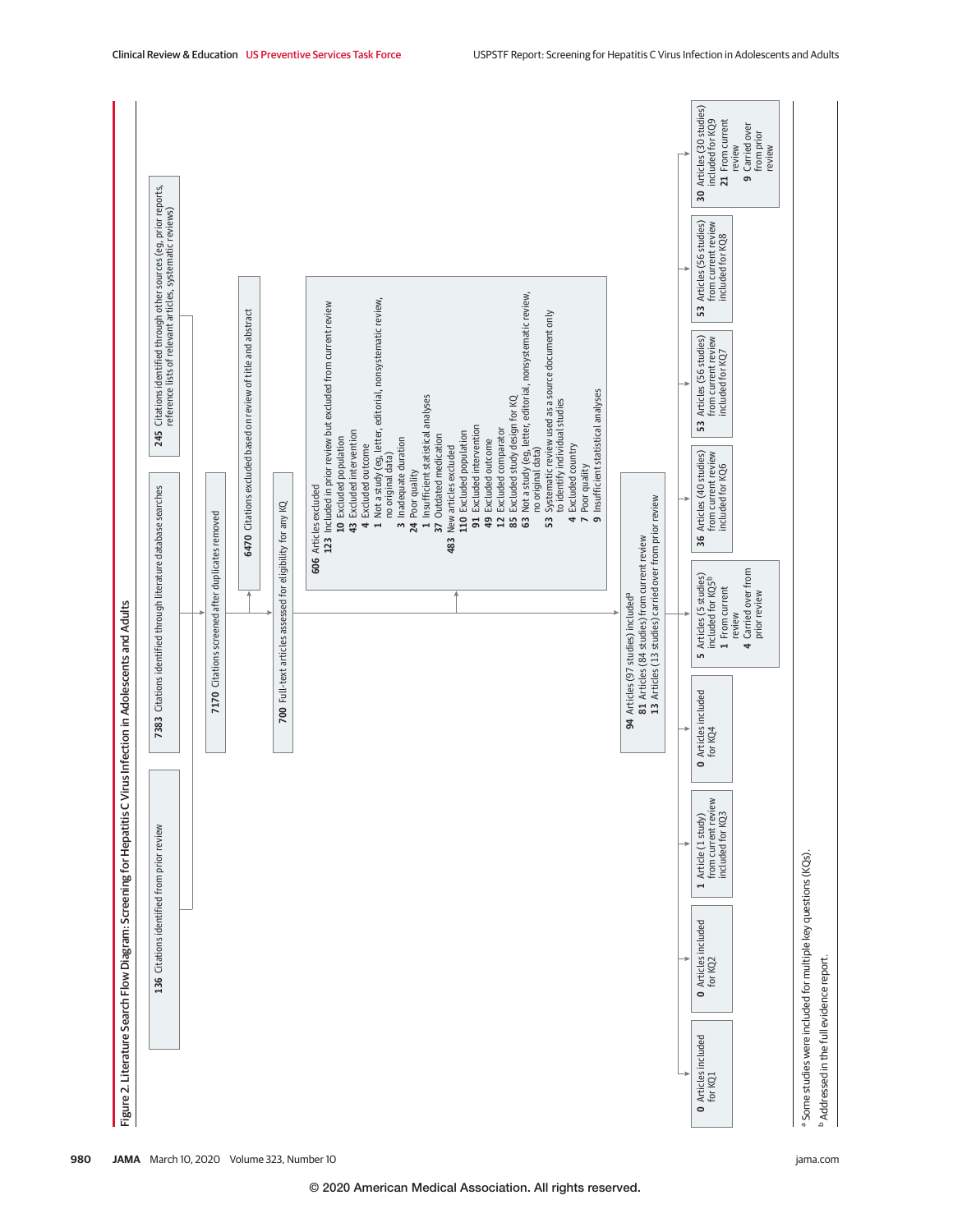**Figure 2. Literature Search Flow Diagram: Screening for Hepatitis C Virus Infection in Adolescents and Adults**

- **136** Citations identified from prior review
- **7383** Citations identified through literature database searches
- **245** Citations identified through other sources (eg, prior reports, reference lists of relevant articles, systematic reviews)

**7170** Citations screened after duplicates removed

**6470** Citations excluded based on review of title and abstract

**700** Full-text articles assessed for eligibility for any KQ

**606** Articles excluded
- **123** Included in prior review but excluded from current review
  - **10** Excluded population
  - **43** Excluded intervention
  - **4** Excluded outcome
  - **1** Not a study (eg, letter, editorial, nonsystematic review, no original data)
  - **3** Inadequate duration
  - **24** Poor quality
  - **1** Insufficient statistical analyses
  - **37** Outdated medication
- **483** New articles excluded
  - **110** Excluded population
  - **91** Excluded intervention
  - **49** Excluded outcome
  - **12** Excluded comparator
  - **85** Excluded study design for KQ
  - **63** Not a study (eg, letter, editorial, nonsystematic review, no original data)
  - **53** Systematic review used as a source document only to identify individual studies
  - **4** Excluded country
  - **7** Poor quality
  - **9** Insufficient statistical analyses

**94** Articles (97 studies) included[a]
- **81** Articles (84 studies) from current review
- **13** Articles (13 studies) carried over from prior review

| | | | | | | | | |
|---|---|---|---|---|---|---|---|---|
| **0** Articles included for KQ1 | **0** Articles included for KQ2 | **1** Article (1 study) from current review included for KQ3 | **0** Articles included for KQ4 | **5** Articles (5 studies) included for KQ5[b]<br>**1** From current review<br>**4** Carried over from prior review | **36** Articles (40 studies) from current review included for KQ6 | **53** Articles (56 studies) from current review included for KQ7 | **53** Articles (56 studies) from current review included for KQ8 | **30** Articles (30 studies) included for KQ9<br>**21** From current review<br>**9** Carried over from prior review |

[a] Some studies were included for multiple key questions (KQs).

[b] Addressed in the full evidence report.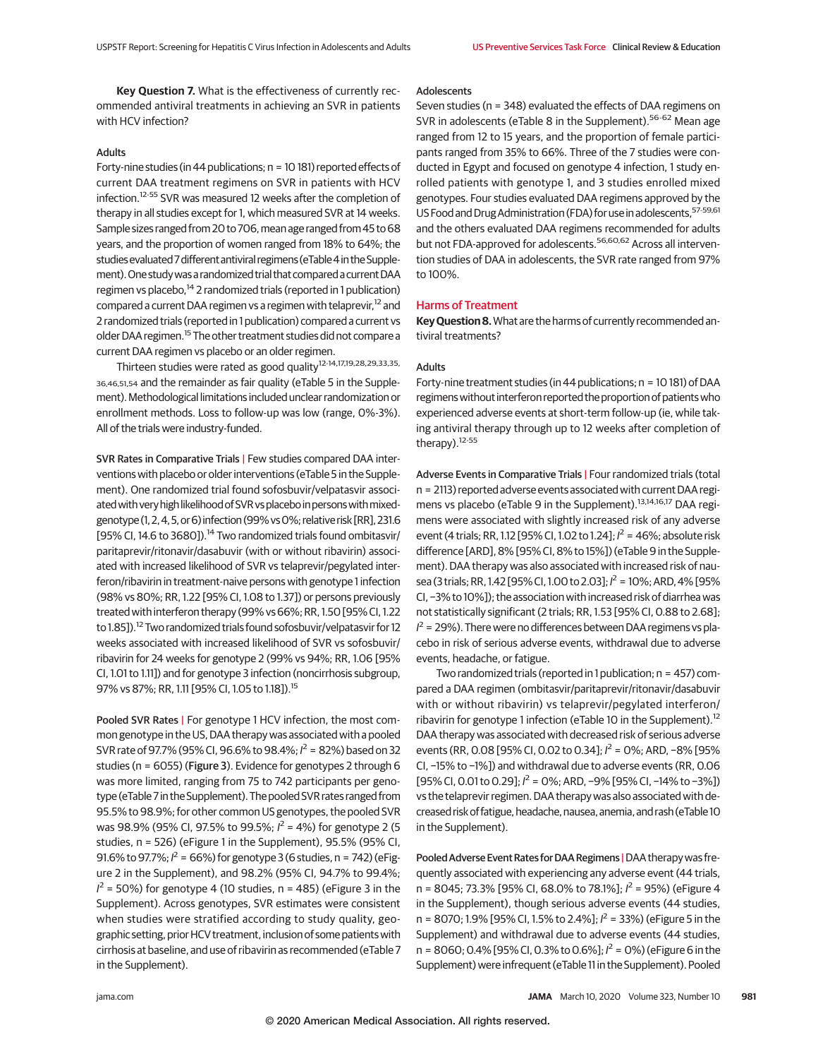**Key Question 7.** What is the effectiveness of currently recommended antiviral treatments in achieving an SVR in patients with HCV infection?

#### Adults

Forty-nine studies (in 44 publications; n = 10 181) reported effects of current DAA treatment regimens on SVR in patients with HCV infection.[12-55] SVR was measured 12 weeks after the completion of therapy in all studies except for 1, which measured SVR at 14 weeks. Sample sizes ranged from 20 to 706, mean age ranged from 45 to 68 years, and the proportion of women ranged from 18% to 64%; the studies evaluated 7 different antiviral regimens (eTable 4 in the Supplement). One study was a randomized trial that compared a current DAA regimen vs placebo,[14] 2 randomized trials (reported in 1 publication) compared a current DAA regimen vs a regimen with telaprevir,[12] and 2 randomized trials (reported in 1 publication) compared a current vs older DAA regimen.[15] The other treatment studies did not compare a current DAA regimen vs placebo or an older regimen.

Thirteen studies were rated as good quality[12-14,17,19,28,29,33,35,36,46,51,54] and the remainder as fair quality (eTable 5 in the Supplement). Methodological limitations included unclear randomization or enrollment methods. Loss to follow-up was low (range, 0%-3%). All of the trials were industry-funded.

**SVR Rates in Comparative Trials |** Few studies compared DAA interventions with placebo or older interventions (eTable 5 in the Supplement). One randomized trial found sofosbuvir/velpatasvir associated with very high likelihood of SVR vs placebo in persons with mixed-genotype (1, 2, 4, 5, or 6) infection (99% vs 0%; relative risk [RR], 231.6 [95% CI, 14.6 to 3680]).[14] Two randomized trials found ombitasvir/paritaprevir/ritonavir/dasabuvir (with or without ribavirin) associated with increased likelihood of SVR vs telaprevir/pegylated interferon/ribavirin in treatment-naive persons with genotype 1 infection (98% vs 80%; RR, 1.22 [95% CI, 1.08 to 1.37]) or persons previously treated with interferon therapy (99% vs 66%; RR, 1.50 [95% CI, 1.22 to 1.85]).[12] Two randomized trials found sofosbuvir/velpatasvir for 12 weeks associated with increased likelihood of SVR vs sofosbuvir/ribavirin for 24 weeks for genotype 2 (99% vs 94%; RR, 1.06 [95% CI, 1.01 to 1.11]) and for genotype 3 infection (noncirrhosis subgroup, 97% vs 87%; RR, 1.11 [95% CI, 1.05 to 1.18]).[15]

**Pooled SVR Rates |** For genotype 1 HCV infection, the most common genotype in the US, DAA therapy was associated with a pooled SVR rate of 97.7% (95% CI, 96.6% to 98.4%; $I^2$ = 82%) based on 32 studies (n = 6055) (**Figure 3**). Evidence for genotypes 2 through 6 was more limited, ranging from 75 to 742 participants per genotype (eTable 7 in the Supplement). The pooled SVR rates ranged from 95.5% to 98.9%; for other common US genotypes, the pooled SVR was 98.9% (95% CI, 97.5% to 99.5%; $I^2$ = 4%) for genotype 2 (5 studies, n = 526) (eFigure 1 in the Supplement), 95.5% (95% CI, 91.6% to 97.7%; $I^2$ = 66%) for genotype 3 (6 studies, n = 742) (eFigure 2 in the Supplement), and 98.2% (95% CI, 94.7% to 99.4%; $I^2$ = 50%) for genotype 4 (10 studies, n = 485) (eFigure 3 in the Supplement). Across genotypes, SVR estimates were consistent when studies were stratified according to study quality, geographic setting, prior HCV treatment, inclusion of some patients with cirrhosis at baseline, and use of ribavirin as recommended (eTable 7 in the Supplement).

#### Adolescents

Seven studies (n = 348) evaluated the effects of DAA regimens on SVR in adolescents (eTable 8 in the Supplement).[56-62] Mean age ranged from 12 to 15 years, and the proportion of female participants ranged from 35% to 66%. Three of the 7 studies were conducted in Egypt and focused on genotype 4 infection, 1 study enrolled patients with genotype 1, and 3 studies enrolled mixed genotypes. Four studies evaluated DAA regimens approved by the US Food and Drug Administration (FDA) for use in adolescents,[57-59,61] and the others evaluated DAA regimens recommended for adults but not FDA-approved for adolescents.[56,60,62] Across all intervention studies of DAA in adolescents, the SVR rate ranged from 97% to 100%.

### Harms of Treatment

**Key Question 8.** What are the harms of currently recommended antiviral treatments?

#### Adults

Forty-nine treatment studies (in 44 publications; n = 10 181) of DAA regimens without interferon reported the proportion of patients who experienced adverse events at short-term follow-up (ie, while taking antiviral therapy through up to 12 weeks after completion of therapy).[12-55]

**Adverse Events in Comparative Trials |** Four randomized trials (total n = 2113) reported adverse events associated with current DAA regimens vs placebo (eTable 9 in the Supplement).[13,14,16,17] DAA regimens were associated with slightly increased risk of any adverse event (4 trials; RR, 1.12 [95% CI, 1.02 to 1.24]; $I^2$ = 46%; absolute risk difference [ARD], 8% [95% CI, 8% to 15%]) (eTable 9 in the Supplement). DAA therapy was also associated with increased risk of nausea (3 trials; RR, 1.42 [95% CI, 1.00 to 2.03]; $I^2$ = 10%; ARD, 4% [95% CI, −3% to 10%]); the association with increased risk of diarrhea was not statistically significant (2 trials; RR, 1.53 [95% CI, 0.88 to 2.68]; $I^2$ = 29%). There were no differences between DAA regimens vs placebo in risk of serious adverse events, withdrawal due to adverse events, headache, or fatigue.

Two randomized trials (reported in 1 publication; n = 457) compared a DAA regimen (ombitasvir/paritaprevir/ritonavir/dasabuvir with or without ribavirin) vs telaprevir/pegylated interferon/ribavirin for genotype 1 infection (eTable 10 in the Supplement).[12] DAA therapy was associated with decreased risk of serious adverse events (RR, 0.08 [95% CI, 0.02 to 0.34]; $I^2$ = 0%; ARD, −8% [95% CI, −15% to −1%]) and withdrawal due to adverse events (RR, 0.06 [95% CI, 0.01 to 0.29]; $I^2$ = 0%; ARD, −9% [95% CI, −14% to −3%]) vs the telaprevir regimen. DAA therapy was also associated with decreased risk of fatigue, headache, nausea, anemia, and rash (eTable 10 in the Supplement).

**Pooled Adverse Event Rates for DAA Regimens |** DAA therapy was frequently associated with experiencing any adverse event (44 trials, n = 8045; 73.3% [95% CI, 68.0% to 78.1%]; $I^2$ = 95%) (eFigure 4 in the Supplement), though serious adverse events (44 studies, n = 8070; 1.9% [95% CI, 1.5% to 2.4%]; $I^2$ = 33%) (eFigure 5 in the Supplement) and withdrawal due to adverse events (44 studies, n = 8060; 0.4% [95% CI, 0.3% to 0.6%]; $I^2$ = 0%) (eFigure 6 in the Supplement) were infrequent (eTable 11 in the Supplement). Pooled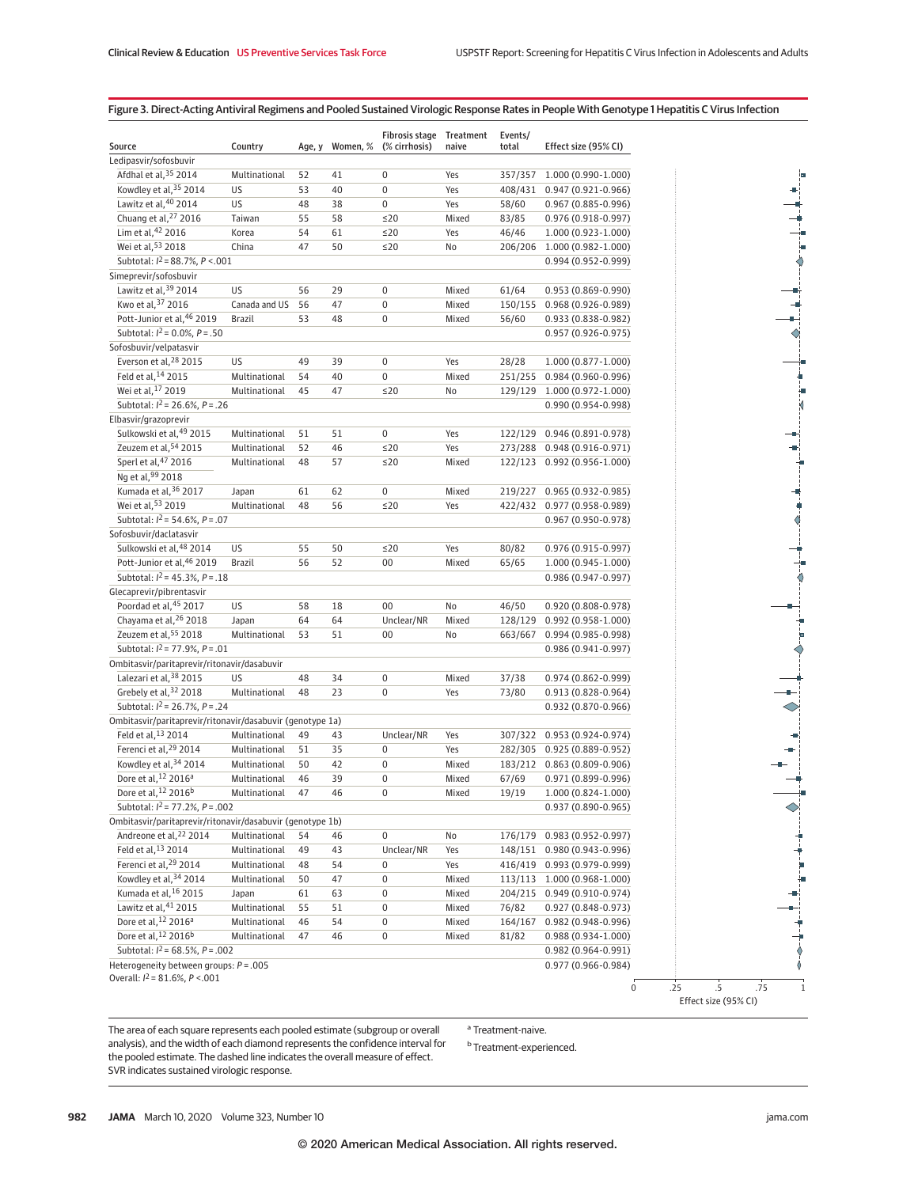Figure 3. Direct-Acting Antiviral Regimens and Pooled Sustained Virologic Response Rates in People With Genotype 1 Hepatitis C Virus Infection

| Source | Country | Age, y | Women, % | Fibrosis stage (% cirrhosis) | Treatment naive | Events/total | Effect size (95% CI) |
|---|---|---|---|---|---|---|---|
| **Ledipasvir/sofosbuvir** | | | | | | | |
| Afdhal et al,[35] 2014 | Multinational | 52 | 41 | 0 | Yes | 357/357 | 1.000 (0.990-1.000) |
| Kowdley et al,[35] 2014 | US | 53 | 40 | 0 | Yes | 408/431 | 0.947 (0.921-0.966) |
| Lawitz et al,[40] 2014 | US | 48 | 38 | 0 | Yes | 58/60 | 0.967 (0.885-0.996) |
| Chuang et al,[27] 2016 | Taiwan | 55 | 58 | ≤20 | Mixed | 83/85 | 0.976 (0.918-0.997) |
| Lim et al,[42] 2016 | Korea | 54 | 61 | ≤20 | Yes | 46/46 | 1.000 (0.923-1.000) |
| Wei et al,[53] 2018 | China | 47 | 50 | ≤20 | No | 206/206 | 1.000 (0.982-1.000) |
| Subtotal: $I^2$ = 88.7%, $P$ < .001 | | | | | | | 0.994 (0.952-0.999) |
| **Simeprevir/sofosbuvir** | | | | | | | |
| Lawitz et al,[39] 2014 | US | 56 | 29 | 0 | Mixed | 61/64 | 0.953 (0.869-0.990) |
| Kwo et al,[37] 2016 | Canada and US | 56 | 47 | 0 | Mixed | 150/155 | 0.968 (0.926-0.989) |
| Pott-Junior et al,[46] 2019 | Brazil | 53 | 48 | 0 | Mixed | 56/60 | 0.933 (0.838-0.982) |
| Subtotal: $I^2$ = 0.0%, $P$ = .50 | | | | | | | 0.957 (0.926-0.975) |
| **Sofosbuvir/velpatasvir** | | | | | | | |
| Everson et al,[28] 2015 | US | 49 | 39 | 0 | Yes | 28/28 | 1.000 (0.877-1.000) |
| Feld et al,[14] 2015 | Multinational | 54 | 40 | 0 | Mixed | 251/255 | 0.984 (0.960-0.996) |
| Wei et al,[17] 2019 | Multinational | 45 | 47 | ≤20 | No | 129/129 | 1.000 (0.972-1.000) |
| Subtotal: $I^2$ = 26.6%, $P$ = .26 | | | | | | | 0.990 (0.954-0.998) |
| **Elbasvir/grazoprevir** | | | | | | | |
| Sulkowski et al,[49] 2015 | Multinational | 51 | 51 | 0 | Yes | 122/129 | 0.946 (0.891-0.978) |
| Zeuzem et al,[54] 2015 | Multinational | 52 | 46 | ≤20 | Yes | 273/288 | 0.948 (0.916-0.971) |
| Sperl et al,[47] 2016<br>Ng et al,[99] 2018 | Multinational | 48 | 57 | ≤20 | Mixed | 122/123 | 0.992 (0.956-1.000) |
| Kumada et al,[36] 2017 | Japan | 61 | 62 | 0 | Mixed | 219/227 | 0.965 (0.932-0.985) |
| Wei et al,[53] 2019 | Multinational | 48 | 56 | ≤20 | Yes | 422/432 | 0.977 (0.958-0.989) |
| Subtotal: $I^2$ = 54.6%, $P$ = .07 | | | | | | | 0.967 (0.950-0.978) |
| **Sofosbuvir/daclatasvir** | | | | | | | |
| Sulkowski et al,[48] 2014 | US | 55 | 50 | ≤20 | Yes | 80/82 | 0.976 (0.915-0.997) |
| Pott-Junior et al,[46] 2019 | Brazil | 56 | 52 | 00 | Mixed | 65/65 | 1.000 (0.945-1.000) |
| Subtotal: $I^2$ = 45.3%, $P$ = .18 | | | | | | | 0.986 (0.947-0.997) |
| **Glecaprevir/pibrentasvir** | | | | | | | |
| Poordad et al,[45] 2017 | US | 58 | 18 | 00 | No | 46/50 | 0.920 (0.808-0.978) |
| Chayama et al,[26] 2018 | Japan | 64 | 64 | Unclear/NR | Mixed | 128/129 | 0.992 (0.958-1.000) |
| Zeuzem et al,[55] 2018 | Multinational | 53 | 51 | 00 | No | 663/667 | 0.994 (0.985-0.998) |
| Subtotal: $I^2$ = 77.9%, $P$ = .01 | | | | | | | 0.986 (0.941-0.997) |
| **Ombitasvir/paritaprevir/ritonavir/dasabuvir** | | | | | | | |
| Lalezari et al,[38] 2015 | US | 48 | 34 | 0 | Mixed | 37/38 | 0.974 (0.862-0.999) |
| Grebely et al,[32] 2018 | Multinational | 48 | 23 | 0 | Yes | 73/80 | 0.913 (0.828-0.964) |
| Subtotal: $I^2$ = 26.7%, $P$ = .24 | | | | | | | 0.932 (0.870-0.966) |
| **Ombitasvir/paritaprevir/ritonavir/dasabuvir (genotype 1a)** | | | | | | | |
| Feld et al,[13] 2014 | Multinational | 49 | 43 | Unclear/NR | Yes | 307/322 | 0.953 (0.924-0.974) |
| Ferenci et al,[29] 2014 | Multinational | 51 | 35 | 0 | Yes | 282/305 | 0.925 (0.889-0.952) |
| Kowdley et al,[34] 2014 | Multinational | 50 | 42 | 0 | Mixed | 183/212 | 0.863 (0.809-0.906) |
| Dore et al,[12] 2016[a] | Multinational | 46 | 39 | 0 | Mixed | 67/69 | 0.971 (0.899-0.996) |
| Dore et al,[12] 2016[b] | Multinational | 47 | 46 | 0 | Mixed | 19/19 | 1.000 (0.824-1.000) |
| Subtotal: $I^2$ = 77.2%, $P$ = .002 | | | | | | | 0.937 (0.890-0.965) |
| **Ombitasvir/paritaprevir/ritonavir/dasabuvir (genotype 1b)** | | | | | | | |
| Andreone et al,[22] 2014 | Multinational | 54 | 46 | 0 | No | 176/179 | 0.983 (0.952-0.997) |
| Feld et al,[13] 2014 | Multinational | 49 | 43 | Unclear/NR | Yes | 148/151 | 0.980 (0.943-0.996) |
| Ferenci et al,[29] 2014 | Multinational | 48 | 54 | 0 | Yes | 416/419 | 0.993 (0.979-0.999) |
| Kowdley et al,[34] 2014 | Multinational | 50 | 47 | 0 | Mixed | 113/113 | 1.000 (0.968-1.000) |
| Kumada et al,[16] 2015 | Japan | 61 | 63 | 0 | Mixed | 204/215 | 0.949 (0.910-0.974) |
| Lawitz et al,[41] 2015 | Multinational | 55 | 51 | 0 | Mixed | 76/82 | 0.927 (0.848-0.973) |
| Dore et al,[12] 2016[a] | Multinational | 46 | 54 | 0 | Mixed | 164/167 | 0.982 (0.948-0.996) |
| Dore et al,[12] 2016[b] | Multinational | 47 | 46 | 0 | Mixed | 81/82 | 0.988 (0.934-1.000) |
| Subtotal: $I^2$ = 68.5%, $P$ = .002 | | | | | | | 0.982 (0.964-0.991) |
| Heterogeneity between groups: $P$ = .005 | | | | | | | 0.977 (0.966-0.984) |
| Overall: $I^2$ = 81.6%, $P$ < .001 | | | | | | | |

The area of each square represents each pooled estimate (subgroup or overall analysis), and the width of each diamond represents the confidence interval for the pooled estimate. The dashed line indicates the overall measure of effect. SVR indicates sustained virologic response.

[a] Treatment-naive.

[b] Treatment-experienced.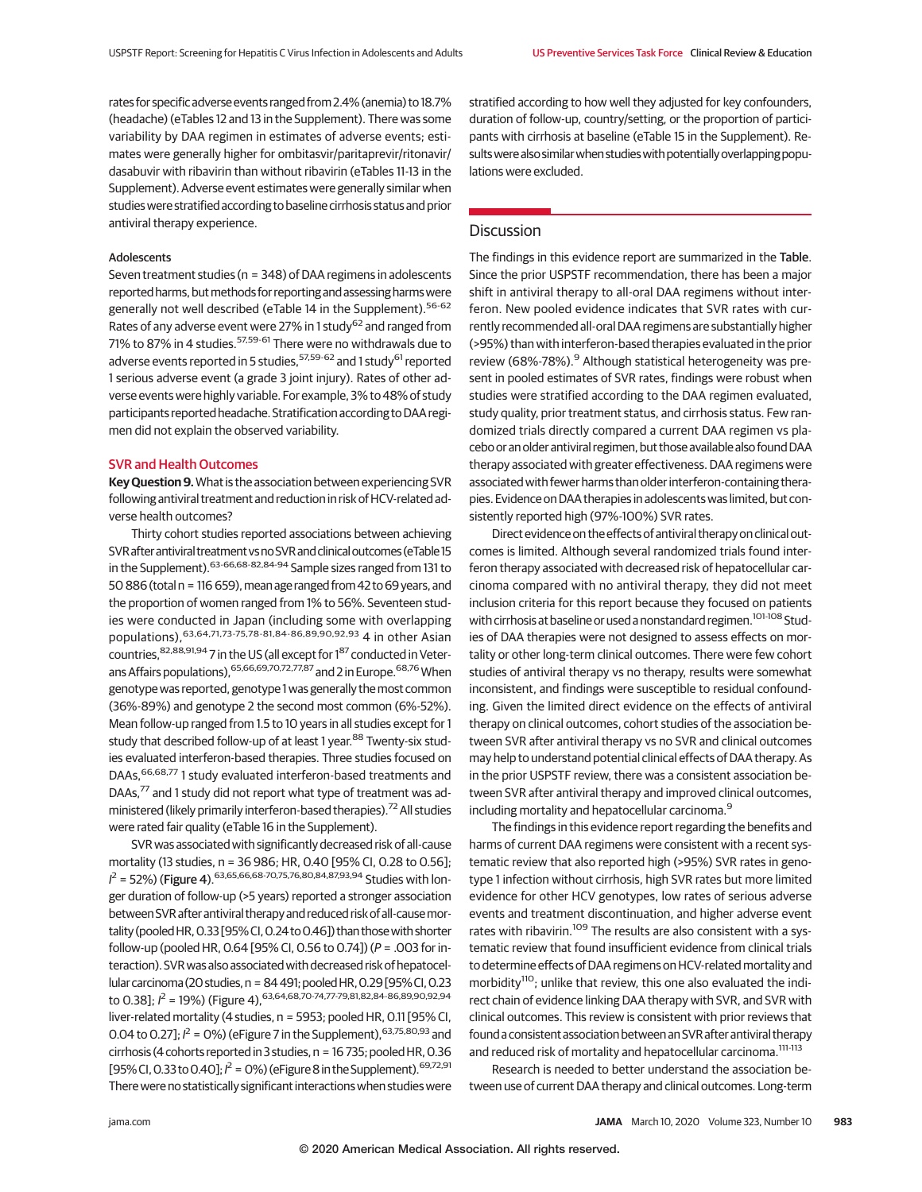rates for specific adverse events ranged from 2.4% (anemia) to 18.7% (headache) (eTables 12 and 13 in the Supplement). There was some variability by DAA regimen in estimates of adverse events; estimates were generally higher for ombitasvir/paritaprevir/ritonavir/dasabuvir with ribavirin than without ribavirin (eTables 11-13 in the Supplement). Adverse event estimates were generally similar when studies were stratified according to baseline cirrhosis status and prior antiviral therapy experience.

#### Adolescents

Seven treatment studies (n = 348) of DAA regimens in adolescents reported harms, but methods for reporting and assessing harms were generally not well described (eTable 14 in the Supplement).[56-62] Rates of any adverse event were 27% in 1 study[62] and ranged from 71% to 87% in 4 studies.[57,59-61] There were no withdrawals due to adverse events reported in 5 studies,[57,59-62] and 1 study[61] reported 1 serious adverse event (a grade 3 joint injury). Rates of other adverse events were highly variable. For example, 3% to 48% of study participants reported headache. Stratification according to DAA regimen did not explain the observed variability.

### SVR and Health Outcomes

**Key Question 9.** What is the association between experiencing SVR following antiviral treatment and reduction in risk of HCV-related adverse health outcomes?

Thirty cohort studies reported associations between achieving SVR after antiviral treatment vs no SVR and clinical outcomes (eTable 15 in the Supplement).[63-66,68-82,84-94] Sample sizes ranged from 131 to 50 886 (total n = 116 659), mean age ranged from 42 to 69 years, and the proportion of women ranged from 1% to 56%. Seventeen studies were conducted in Japan (including some with overlapping populations),[63,64,71,73-75,78-81,84-86,89,90,92,93] 4 in other Asian countries,[82,88,91,94] 7 in the US (all except for 1[87] conducted in Veterans Affairs populations),[65,66,69,70,72,77,87] and 2 in Europe.[68,76] When genotype was reported, genotype 1 was generally the most common (36%-89%) and genotype 2 the second most common (6%-52%). Mean follow-up ranged from 1.5 to 10 years in all studies except for 1 study that described follow-up of at least 1 year.[88] Twenty-six studies evaluated interferon-based therapies. Three studies focused on DAAs,[66,68,77] 1 study evaluated interferon-based treatments and DAAs,[77] and 1 study did not report what type of treatment was administered (likely primarily interferon-based therapies).[72] All studies were rated fair quality (eTable 16 in the Supplement).

SVR was associated with significantly decreased risk of all-cause mortality (13 studies, n = 36 986; HR, 0.40 [95% CI, 0.28 to 0.56]; $I^2$ = 52%) (**Figure 4**).[63,65,66,68-70,75,76,80,84,87,93,94] Studies with longer duration of follow-up (>5 years) reported a stronger association between SVR after antiviral therapy and reduced risk of all-cause mortality (pooled HR, 0.33 [95% CI, 0.24 to 0.46]) than those with shorter follow-up (pooled HR, 0.64 [95% CI, 0.56 to 0.74]) (*P* = .003 for interaction). SVR was also associated with decreased risk of hepatocellular carcinoma (20 studies, n = 84 491; pooled HR, 0.29 [95% CI, 0.23 to 0.38]; $I^2$ = 19%) (Figure 4),[63,64,68,70-74,77-79,81,82,84-86,89,90,92,94] liver-related mortality (4 studies, n = 5953; pooled HR, 0.11 [95% CI, 0.04 to 0.27]; $I^2$ = 0%) (eFigure 7 in the Supplement),[63,75,80,93] and cirrhosis (4 cohorts reported in 3 studies, n = 16 735; pooled HR, 0.36 [95% CI, 0.33 to 0.40]; $I^2$ = 0%) (eFigure 8 in the Supplement).[69,72,91] There were no statistically significant interactions when studies were stratified according to how well they adjusted for key confounders, duration of follow-up, country/setting, or the proportion of participants with cirrhosis at baseline (eTable 15 in the Supplement). Results were also similar when studies with potentially overlapping populations were excluded.

## Discussion

The findings in this evidence report are summarized in the Table. Since the prior USPSTF recommendation, there has been a major shift in antiviral therapy to all-oral DAA regimens without interferon. New pooled evidence indicates that SVR rates with currently recommended all-oral DAA regimens are substantially higher (>95%) than with interferon-based therapies evaluated in the prior review (68%-78%).[9] Although statistical heterogeneity was present in pooled estimates of SVR rates, findings were robust when studies were stratified according to the DAA regimen evaluated, study quality, prior treatment status, and cirrhosis status. Few randomized trials directly compared a current DAA regimen vs placebo or an older antiviral regimen, but those available also found DAA therapy associated with greater effectiveness. DAA regimens were associated with fewer harms than older interferon-containing therapies. Evidence on DAA therapies in adolescents was limited, but consistently reported high (97%-100%) SVR rates.

Direct evidence on the effects of antiviral therapy on clinical outcomes is limited. Although several randomized trials found interferon therapy associated with decreased risk of hepatocellular carcinoma compared with no antiviral therapy, they did not meet inclusion criteria for this report because they focused on patients with cirrhosis at baseline or used a nonstandard regimen.[101-108] Studies of DAA therapies were not designed to assess effects on mortality or other long-term clinical outcomes. There were few cohort studies of antiviral therapy vs no therapy, results were somewhat inconsistent, and findings were susceptible to residual confounding. Given the limited direct evidence on the effects of antiviral therapy on clinical outcomes, cohort studies of the association between SVR after antiviral therapy vs no SVR and clinical outcomes may help to understand potential clinical effects of DAA therapy. As in the prior USPSTF review, there was a consistent association between SVR after antiviral therapy and improved clinical outcomes, including mortality and hepatocellular carcinoma.[9]

The findings in this evidence report regarding the benefits and harms of current DAA regimens were consistent with a recent systematic review that also reported high (>95%) SVR rates in genotype 1 infection without cirrhosis, high SVR rates but more limited evidence for other HCV genotypes, low rates of serious adverse events and treatment discontinuation, and higher adverse event rates with ribavirin.[109] The results are also consistent with a systematic review that found insufficient evidence from clinical trials to determine effects of DAA regimens on HCV-related mortality and morbidity[110]; unlike that review, this one also evaluated the indirect chain of evidence linking DAA therapy with SVR, and SVR with clinical outcomes. This review is consistent with prior reviews that found a consistent association between an SVR after antiviral therapy and reduced risk of mortality and hepatocellular carcinoma.[111-113]

Research is needed to better understand the association between use of current DAA therapy and clinical outcomes. Long-term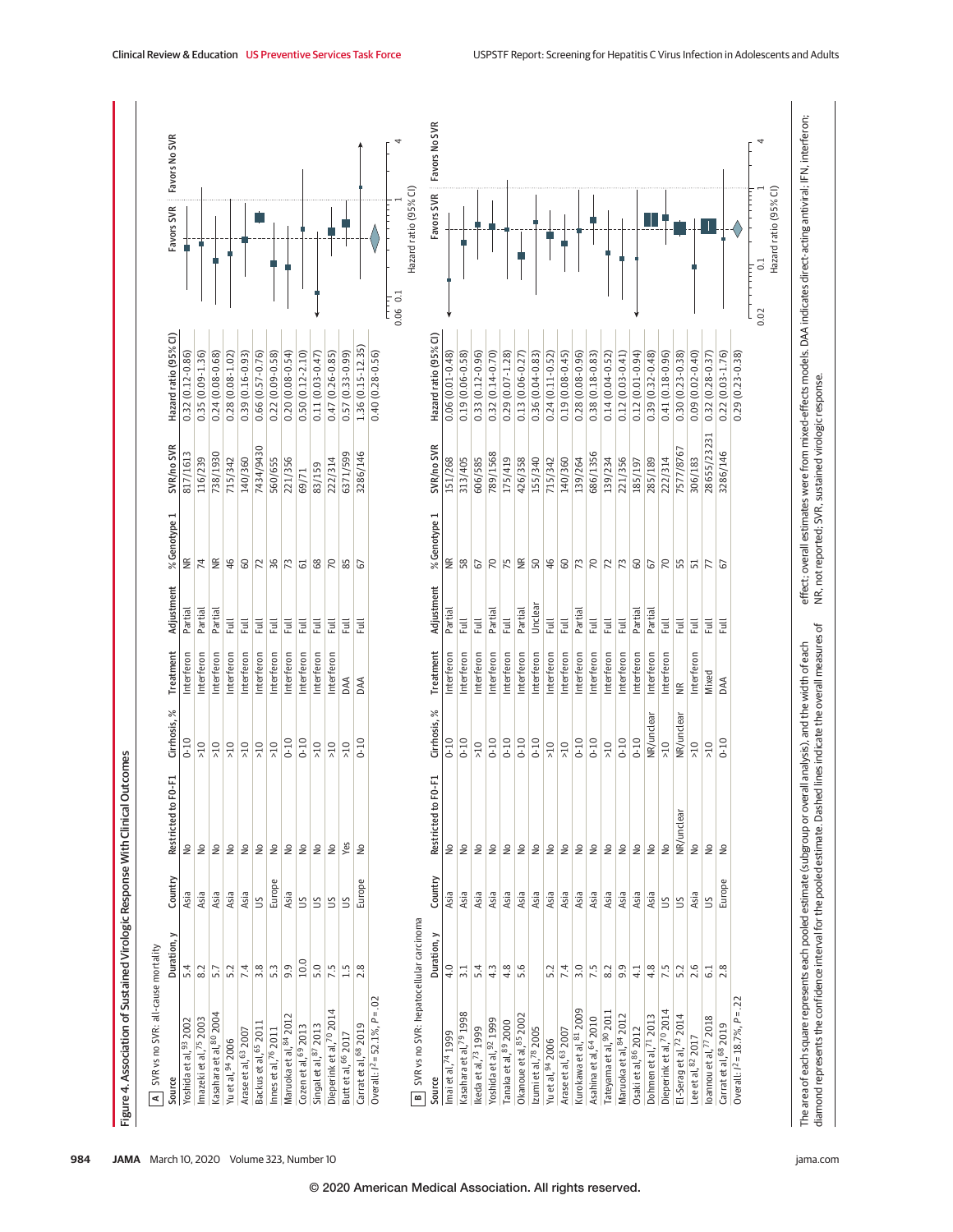## Figure 4. Association of Sustained Virologic Response With Clinical Outcomes

**A** SVR vs no SVR: all-cause mortality

| Source | Duration, y | Country | Restricted to F0-F1 | Cirrhosis, % | Treatment | Adjustment | % Genotype 1 | SVR/no SVR | Hazard ratio (95% CI) |
|---|---|---|---|---|---|---|---|---|---|
| Yoshida et al,[93] 2002 | 5.4 | Asia | No | 0-10 | Interferon | Partial | NR | 817/1613 | 0.32 (0.12-0.86) |
| Imazeki et al,[75] 2003 | 8.2 | Asia | No | >10 | Interferon | Partial | 74 | 116/239 | 0.35 (0.09-1.36) |
| Kasahara et al,[80] 2004 | 5.7 | Asia | No | >10 | Interferon | Partial | NR | 738/1930 | 0.24 (0.08-0.68) |
| Yu et al,[94] 2006 | 5.2 | Asia | No | >10 | Interferon | Full | 46 | 715/342 | 0.28 (0.08-1.02) |
| Arase et al,[63] 2007 | 7.4 | Asia | No | >10 | Interferon | Full | 60 | 140/360 | 0.39 (0.16-0.93) |
| Backus et al,[65] 2011 | 3.8 | US | No | >10 | Interferon | Full | 72 | 7434/9430 | 0.66 (0.57-0.76) |
| Innes et al,[76] 2011 | 5.3 | Europe | No | >10 | Interferon | Full | 36 | 560/655 | 0.22 (0.09-0.58) |
| Maruoka et al,[84] 2012 | 9.9 | Asia | No | 0-10 | Interferon | Full | 73 | 221/356 | 0.20 (0.08-0.54) |
| Cozen et al,[69] 2013 | 10.0 | US | No | 0-10 | Interferon | Full | 61 | 69/71 | 0.50 (0.12-2.10) |
| Singal et al,[87] 2013 | 5.0 | US | No | >10 | Interferon | Full | 68 | 83/159 | 0.11 (0.03-0.47) |
| Dieperink et al,[70] 2014 | 7.5 | US | No | >10 | Interferon | Full | 70 | 222/314 | 0.47 (0.26-0.85) |
| Butt et al,[66] 2017 | 1.5 | US | Yes | >10 | DAA | Full | 85 | 6371/599 | 0.57 (0.33-0.99) |
| Carrat et al,[68] 2019 | 2.8 | Europe | No | 0-10 | DAA | Full | 67 | 3286/146 | 1.36 (0.15-12.35) |
| Overall: $I^2$ = 52.1%, $P$ = .02 | | | | | | | | | 0.40 (0.28-0.56) |

**B** SVR vs no SVR: hepatocellular carcinoma

| Source | Duration, y | Country | Restricted to F0-F1 | Cirrhosis, % | Treatment | Adjustment | % Genotype 1 | SVR/no SVR | Hazard ratio (95% CI) |
|---|---|---|---|---|---|---|---|---|---|
| Imai et al,[74] 1999 | 4.0 | Asia | No | 0-10 | Interferon | Partial | NR | 151/268 | 0.06 (0.01-0.48) |
| Kasahara et al,[79] 1998 | 3.1 | Asia | No | 0-10 | Interferon | Full | 58 | 313/405 | 0.19 (0.06-0.58) |
| Ikeda et al,[73] 1999 | 5.4 | Asia | No | >10 | Interferon | Full | 67 | 606/585 | 0.33 (0.12-0.96) |
| Yoshida et al,[92] 1999 | 4.3 | Asia | No | 0-10 | Interferon | Partial | 70 | 789/1568 | 0.32 (0.14-0.70) |
| Tanaka et al,[89] 2000 | 4.8 | Asia | No | 0-10 | Interferon | Full | 75 | 175/419 | 0.29 (0.07-1.28) |
| Okanoue et al,[85] 2002 | 5.6 | Asia | No | 0-10 | Interferon | Partial | NR | 426/358 | 0.13 (0.06-0.27) |
| Izumi et al,[78] 2005 | | Asia | No | 0-10 | Interferon | Unclear | 50 | 155/340 | 0.36 (0.04-0.83) |
| Yu et al,[94] 2006 | 5.2 | Asia | No | >10 | Interferon | Full | 46 | 715/342 | 0.24 (0.11-0.52) |
| Arase et al,[63] 2007 | 7.4 | Asia | No | >10 | Interferon | Full | 60 | 140/360 | 0.19 (0.08-0.45) |
| Kurokawa et al,[81] 2009 | 3.0 | Asia | No | 0-10 | Interferon | Partial | 73 | 139/264 | 0.28 (0.08-0.96) |
| Asahina et al,[64] 2010 | 7.5 | Asia | No | 0-10 | Interferon | Full | 70 | 686/1356 | 0.38 (0.18-0.83) |
| Tateyama et al,[90] 2011 | 8.2 | Asia | No | >10 | Interferon | Full | 72 | 139/234 | 0.14 (0.04-0.52) |
| Maruoka et al,[84] 2012 | 9.9 | Asia | No | 0-10 | Interferon | Full | 73 | 221/356 | 0.12 (0.03-0.41) |
| Osaki et al,[86] 2012 | 4.1 | Asia | No | 0-10 | Interferon | Partial | 60 | 185/197 | 0.12 (0.01-0.94) |
| Dohmen et al,[71] 2013 | 4.8 | Asia | No | NR/unclear | Interferon | Partial | 67 | 285/189 | 0.39 (0.32-0.48) |
| Dieperink et al,[70] 2014 | 7.5 | US | No | >10 | Interferon | Full | 70 | 222/314 | 0.41 (0.18-0.96) |
| El-Serag et al,[72] 2014 | 5.2 | US | NR/unclear | NR/unclear | NR | Full | 55 | 7577/8767 | 0.30 (0.23-0.38) |
| Lee et al,[82] 2017 | 2.6 | Asia | No | >10 | Interferon | Full | 51 | 306/183 | 0.09 (0.02-0.40) |
| Ioannou et al,[77] 2018 | 6.1 | US | No | >10 | Mixed | Full | 77 | 28655/23231 | 0.32 (0.28-0.37) |
| Carrat et al,[68] 2019 | 2.8 | Europe | No | 0-10 | DAA | Full | 67 | 3286/146 | 0.22 (0.03-1.76) |
| Overall: $I^2$ = 18.7%, $P$ = .22 | | | | | | | | | 0.29 (0.23-0.38) |

The area of each square represents each pooled estimate (subgroup or overall analysis), and the width of each diamond represents the confidence interval for the pooled estimate. Dashed lines indicate the overall measures of effect; overall estimates were from mixed-effects models. DAA indicates direct-acting antiviral; IFN, interferon; NR, not reported; SVR, sustained virologic response.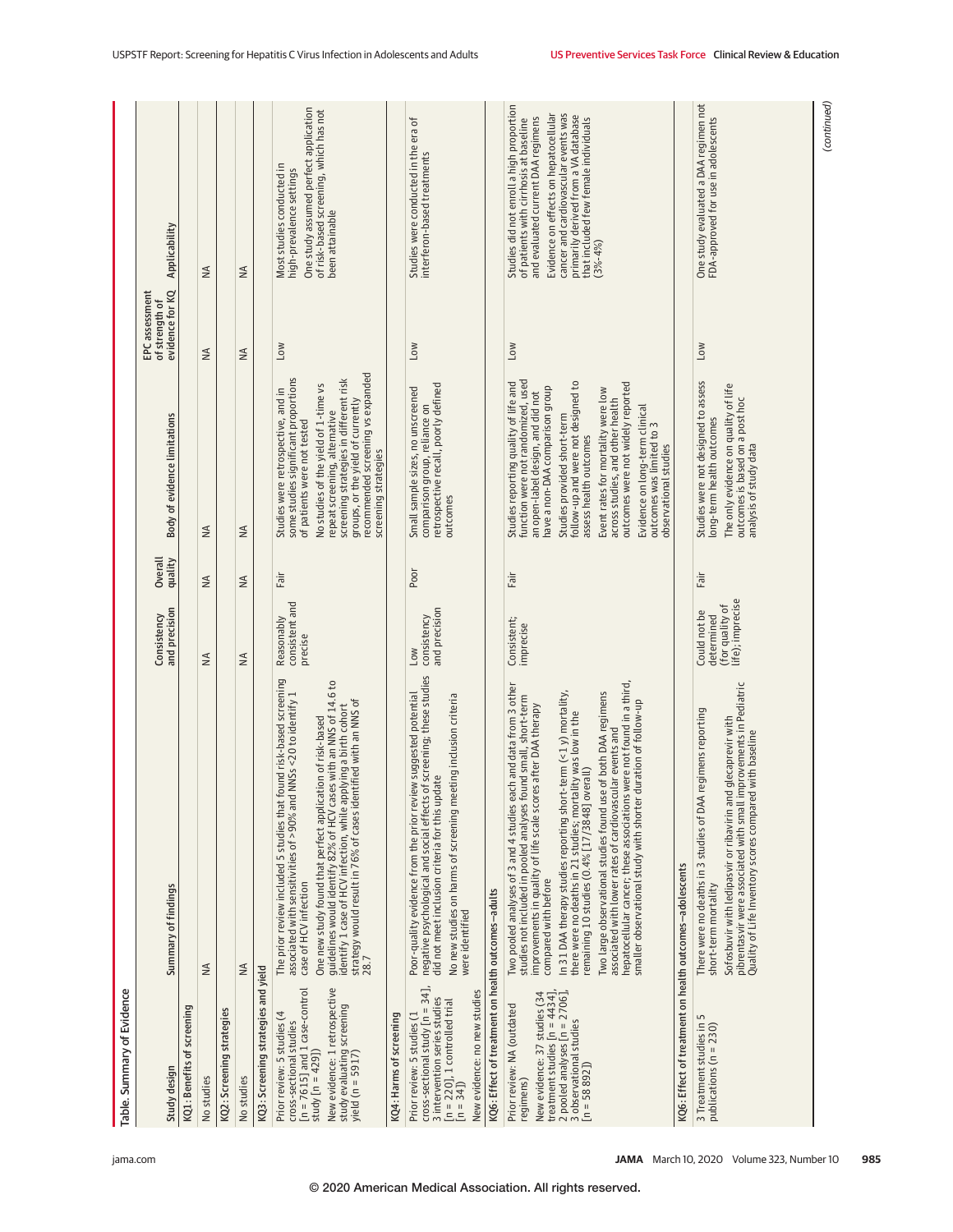Table. Summary of Evidence

| Study design | Summary of findings | Consistency and precision | Overall quality | Body of evidence limitations | EPC assessment of strength of evidence for KQ | Applicability |
|---|---|---|---|---|---|---|
| **KQ1: Benefits of screening** | | | | | | |
| No studies | NA | NA | NA | NA | NA | NA |
| **KQ2: Screening strategies** | | | | | | |
| No studies | NA | NA | NA | NA | NA | NA |
| **KQ3: Screening strategies and yield** | | | | | | |
| Prior review: 5 studies (4 cross-sectional studies [n = 7615] and 1 case-control study [n = 429])<br>New evidence: 1 retrospective study evaluating screening yield (n = 5917) | The prior review included 5 studies that found risk-based screening associated with sensitivities of >90% and NNSs <20 to identify 1 case of HCV infection<br>One new study found that perfect application of risk-based guidelines would identify 82% of HCV cases with an NNS of 14.6 to identify 1 case of HCV infection, while applying a birth cohort strategy would result in 76% of cases identified with an NNS of 28.7 | Reasonably consistent and precise | Fair | Studies were retrospective, and in some studies significant proportions of patients were not tested<br>No studies of the yield of 1-time vs repeat screening, alternative screening strategies in different risk groups, or the yield of currently recommended screening vs expanded screening strategies | Low | Most studies conducted in high-prevalence settings<br>One study assumed perfect application of risk-based screening, which has not been attainable |
| **KQ4: Harms of screening** | | | | | | |
| Prior review: 5 studies (1 cross-sectional study [n = 34], 3 intervention series studies [n = 220], 1 controlled trial [n = 34])<br>New evidence: no new studies | Poor-quality evidence from the prior review suggested potential negative psychological and social effects of screening; these studies did not meet inclusion criteria for this update<br>No new studies on harms of screening meeting inclusion criteria were identified | Low consistency and precision | Poor | Small sample sizes, no unscreened comparison group, reliance on retrospective recall, poorly defined outcomes | Low | Studies were conducted in the era of interferon-based treatments |
| **KQ6: Effect of treatment on health outcomes—adults** | | | | | | |
| Prior review: NA (outdated regimens)<br>New evidence: 37 studies (34 treatment studies [n = 4434], 2 pooled analyses [n = 2706], 3 observational studies [n = 58 892]) | Two pooled analyses of 3 and 4 studies each and data from 3 other studies not included in pooled analyses found small, short-term improvements in quality of life scale scores after DAA therapy compared with before<br>In 31 DAA therapy studies reporting short-term (<1 y) mortality, there were no deaths in 21 studies; mortality was low in the remaining 10 studies (0.4% [17/3848] overall)<br>Two large observational studies found use of both DAA regimens associated with lower rates of cardiovascular events and hepatocellular cancer; these associations were not found in a third, smaller observational study with shorter duration of follow-up | Consistent; imprecise | Fair | Studies reporting quality of life and function were not randomized, used an open-label design, and did not have a non-DAA comparison group<br>Studies provided short-term follow-up and were not designed to assess health outcomes<br>Event rates for mortality were low across studies, and other health outcomes were not widely reported<br>Evidence on long-term clinical outcomes was limited to 3 observational studies | Low | Studies did not enroll a high proportion of patients with cirrhosis at baseline and evaluated current DAA regimens<br>Evidence on effects on hepatocellular cancer and cardiovascular events was primarily derived from a VA database that included few female individuals (3%-4%) |
| **KQ6: Effect of treatment on health outcomes—adolescents** | | | | | | |
| 3 Treatment studies in 5 publications (n = 230) | There were no deaths in 3 studies of DAA regimens reporting short-term mortality<br>Sofosbuvir with ledipasvir or ribavirin and glecaprevir with pibrentasvir were associated with small improvements in Pediatric Quality of Life Inventory scores compared with baseline | Could not be determined (for quality of life); imprecise | Fair | Studies were not designed to assess long-term health outcomes<br>The only evidence on quality of life outcomes is based on a post hoc analysis of study data | Low | One study evaluated a DAA regimen not FDA-approved for use in adolescents |

(continued)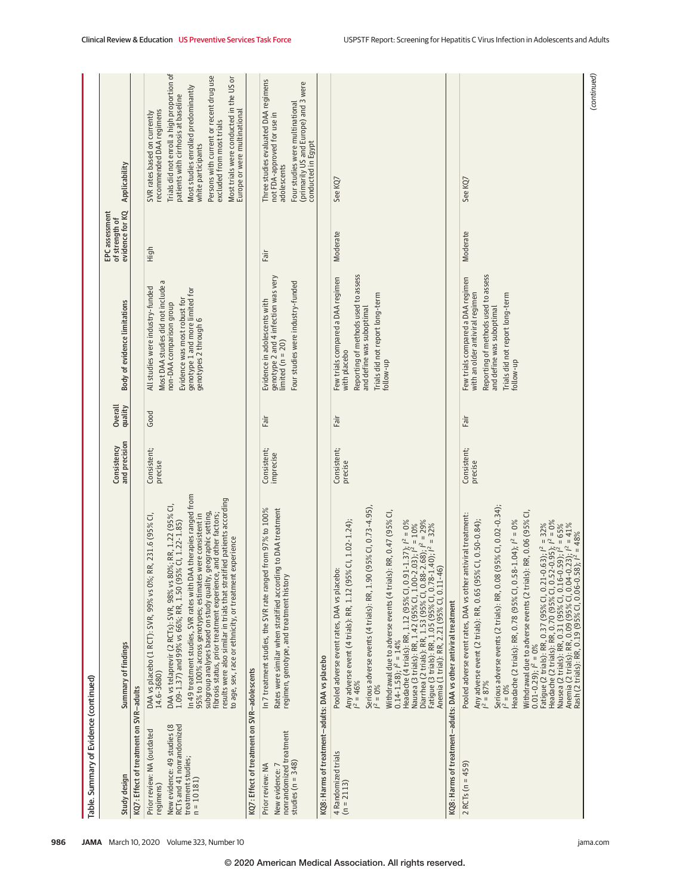Table. Summary of Evidence (continued)

| Study design | Summary of findings | Consistency and precision | Overall quality | Body of evidence limitations | EPC assessment of strength of evidence for KQ | Applicability |
|---|---|---|---|---|---|---|
| **KQ7: Effect of treatment on SVR—adults** | | | | | | |
| Prior review: NA (outdated regimens)<br>New evidence: 49 studies (8 RCTs and 41 nonrandomized treatment studies; n = 10 181) | DAA vs placebo (1 RCT): SVR, 99% vs 0%; RR, 231.6 (95% CI, 14.6-3680)<br>DAA vs telaprevir (2 RCTs): SVR, 98% vs 80%; RR, 1.22 (95% CI, 1.09-1.37) and 99% vs 66%; RR, 1.50 (95% CI, 1.22-1.85)<br>In 49 treatment studies, SVR rates with DAA therapies ranged from 95% to 100% across genotypes; estimates were consistent in subgroup analyses based on study quality, geographic setting, fibrosis status, prior treatment experience, and other factors; results were also similar in trials that stratified patients according to age, sex, race or ethnicity, or treatment experience | Consistent; precise | Good | All studies were industry-funded<br>Most DAA studies did not include a non-DAA comparison group<br>Evidence was most robust for genotype 1 and more limited for genotypes 2 through 6 | High | SVR rates based on currently recommended DAA regimens<br>Trials did not enroll a high proportion of patients with cirrhosis at baseline<br>Most studies enrolled predominantly white participants<br>Persons with current or recent drug use excluded from most trials<br>Most trials were conducted in the US or Europe or were multinational |
| **KQ7: Effect of treatment on SVR—adolescents** | | | | | | |
| Prior review: NA<br>New evidence: 7 nonrandomized treatment studies (n = 348) | In 7 treatment studies, the SVR rate ranged from 97% to 100%<br>Rates were similar when stratified according to DAA treatment regimen, genotype, and treatment history | Consistent; imprecise | Fair | Evidence in adolescents with genotype 2 and 4 infection was very limited (n = 20)<br>Four studies were industry-funded | Fair | Three studies evaluated DAA regimens not FDA-approved for use in adolescents<br>Four studies were multinational (primarily US and Europe) and 3 were conducted in Egypt |
| **KQ8: Harms of treatment—adults: DAA vs placebo** | | | | | | |
| 4 Randomized trials (n = 2113) | Pooled adverse event rates, DAA vs placebo:<br>Any adverse event (4 trials): RR, 1.12 (95% CI, 1.02-1.24); $I^2$ = 46%<br>Serious adverse events (4 trials): RR, 1.90 (95% CI, 0.73-4.95), $I^2$ = 0%<br>Withdrawal due to adverse events (4 trials): RR, 0.47 (95% CI, 0.14-1.58); $I^2$ = 14%<br>Headache (4 trials): RR, 1.12 (95% CI, 0.91-1.37); $I^2$ = 0%<br>Nausea (3 trials): RR, 1.42 (95% CI, 1.00-2.03); $I^2$ = 10%<br>Diarrhea (2 trials): RR, 1.53 (95% CI, 0.88-2.68); $I^2$ = 29%<br>Fatigue (3 trials): RR, 1.05 (95% CI, 0.78-1.40); $I^2$ = 32%<br>Anemia (1 trial): RR, 2.21 (95% CI, 0.11-46) | Consistent; precise | Fair | Few trials compared a DAA regimen with placebo<br>Reporting of methods used to assess and define was suboptimal<br>Trials did not report long-term follow-up | Moderate | See KQ7 |
| **KQ8: Harms of treatment—adults: DAA vs other antiviral treatment** | | | | | | |
| 2 RCTs (n = 459) | Pooled adverse event rates, DAA vs other antiviral treatment:<br>Any adverse event (2 trials): RR, 0.65 (95% CI, 0.50-0.84); $I^2$ = 87%<br>Serious adverse events (2 trials): RR, 0.08 (95% CI, 0.02-0.34); $I^2$ = 0%<br>Headache (2 trials): RR, 0.78 (95% CI, 0.58-1.04); $I^2$ = 0%<br>Withdrawal due to adverse events (2 trials): RR, 0.06 (95% CI, 0.01-0.29); $I^2$ = 0%<br>Fatigue (2 trials): RR, 0.37 (95% CI, 0.21-0.63); $I^2$ = 32%<br>Headache (2 trials): RR, 0.70 (95% CI, 0.52-0.95); $I^2$ = 0%<br>Nausea (2 trials): RR, 0.31 (95% CI, 0.16-0.59); $I^2$ = 65%<br>Anemia (2 trials): RR, 0.09 (95% CI, 0.04-0.23); $I^2$ = 41%<br>Rash (2 trials): RR, 0.19 (95% CI, 0.06-0.58); $I^2$ = 48% | Consistent; precise | Fair | Few trials compared a DAA regimen with an older antiviral regimen<br>Reporting of methods used to assess and define was suboptimal<br>Trials did not report long-term follow-up | Moderate | See KQ7 |

(continued)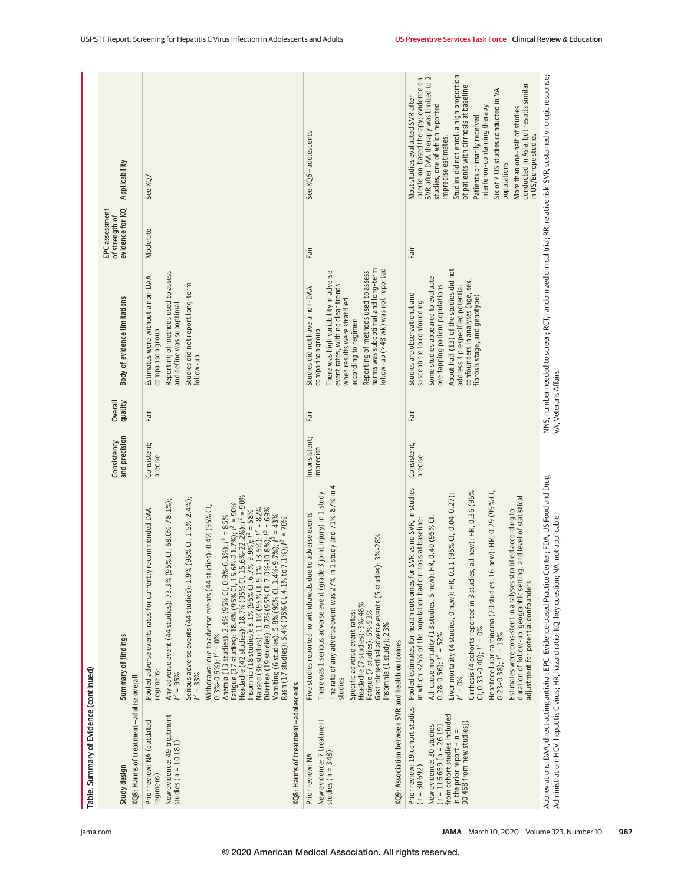Table. Summary of Evidence (continued)

| Study design | Summary of findings | Consistency and precision | Overall quality | Body of evidence limitations | EPC assessment of strength of evidence for KQ | Applicability |
|---|---|---|---|---|---|---|
| **KQ8: Harms of treatment—adults: overall** | | | | | | |
| Prior review: NA (outdated regimens)<br>New evidence: 49 treatment studies (n = 10 181) | Pooled adverse events rates for currently recommended DAA regimens:<br>Any adverse event (44 studies): 73.3% (95% CI, 68.0%-78.1%); $I^2$ = 95%<br>Serious adverse events (44 studies): 1.9% (95% CI, 1.5%-2.4%); $I^2$ = 33%<br>Withdrawal due to adverse events (44 studies): 0.4% (95% CI, 0.3%-0.6%); $I^2$ = 0%<br>Anemia (13 studies): 2.4% (95% CI, 0.9%-6.3%); $I^2$ = 85%<br>Fatigue (37 studies): 18.4% (95% CI, 15.6%-21.7%); $I^2$ = 90%<br>Headache (42 studies): 18.7% (95% CI, 15.6%-22.2%); $I^2$ = 90%<br>Insomnia (18 studies): 8.1% (95% CI, 6.7%-9.9%); $I^2$ = 58%<br>Nausea (36 studies): 11.1% (95% CI, 9.1%-13.5%); $I^2$ = 82%<br>Diarrhea (19 studies): 8.7% (95% CI, 7.0%-10.8%); $I^2$ = 69%<br>Vomiting (6 studies): 5.8% (95% CI, 3.4%-9.7%); $I^2$ = 43%<br>Rash (17 studies): 5.4% (95% CI, 4.1% to 7.1%); $I^2$ = 70% | Consistent; precise | Fair | Estimates were without a non-DAA comparison group<br>Reporting of methods used to assess and define was suboptimal<br>Studies did not report long-term follow-up | Moderate | See KQ7 |
| **KQ8: Harms of treatment—adolescents** | | | | | | |
| Prior review: NA<br>New evidence: 7 treatment studies (n = 348) | Five studies reported no withdrawals due to adverse events<br>There was 1 serious adverse event (grade 3 joint injury) in 1 study<br>The rate of any adverse event was 27% in 1 study and 71%-87% in 4 studies<br>Specific adverse event rates:<br>Headache (7 studies): 3%-48%<br>Fatigue (7 studies): 5%-53%<br>Gastrointestinal adverse events (5 studies): 3%-28%<br>Insomnia (1 study): 23% | Inconsistent; imprecise | Fair | Studies did not have a non-DAA comparison group<br>There was high variability in adverse event rates, with no clear trends when results were stratified according to regimen<br>Reporting of methods used to assess harms was suboptimal and long-term follow-up (>48 wk) was not reported | Fair | See KQ6—adolescents |
| **KQ9: Association between SVR and health outcomes** | | | | | | |
| Prior review: 19 cohort studies (n = 30 692)<br>New evidence: 30 studies (n = 116 659 [n = 26 191 from cohort studies included in the prior report + n = 90 468 from new studies]) | Pooled estimates for health outcomes for SVR vs no SVR, in studies in which <25% of the population had cirrhosis at baseline:<br>All-cause mortality (13 studies, 5 new): HR, 0.40 (95% CI, 0.28-0.56); $I^2$ = 52%<br>Liver mortality (4 studies, 0 new): HR, 0.11 (95% CI, 0.04-0.27); $I^2$ = 0%<br>Cirrhosis (4 cohorts reported in 3 studies, all new): HR, 0.36 (95% CI, 0.33-0.40); $I^2$ = 0%<br>Hepatocellular carcinoma (20 studies, 16 new): HR, 0.29 (95% CI, 0.23-0.38); $I^2$ = 19%<br>Estimates were consistent in analyses stratified according to duration of follow-up, geographic setting, and level of statistical adjustment for potential confounders | Consistent, precise | Fair | Studies are observational and susceptible to confounding<br>Some studies appeared to evaluate overlapping patient populations<br>About half (13) of the studies did not address 4 prespecified potential confounders in analyses (age, sex, fibrosis stage, and genotype) | Fair | Most studies evaluated SVR after interferon-based therapy; evidence on SVR after DAA therapy was limited to 2 studies, one of which reported imprecise estimates.<br>Studies did not enroll a high proportion of patients with cirrhosis at baseline<br>Patients primarily received interferon-containing therapy<br>Six of 7 US studies conducted in VA populations<br>More than one-half of studies conducted in Asia, but results similar in US/Europe studies |

Abbreviations: DAA, direct-acting antiviral; EPC, Evidence-based Practice Center; FDA, US Food and Drug Administration; HCV, hepatitis C virus; HR, hazard ratio; KQ, key question; NA, not applicable; NNS, number needed to screen; RCT, randomized clinical trial; RR, relative risk; SVR, sustained virologic response; VA, Veterans Affairs.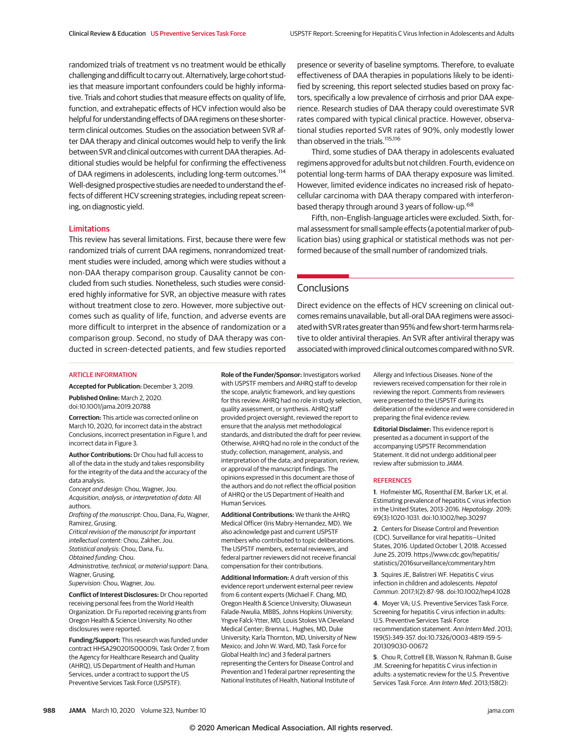randomized trials of treatment vs no treatment would be ethically challenging and difficult to carry out. Alternatively, large cohort studies that measure important confounders could be highly informative. Trials and cohort studies that measure effects on quality of life, function, and extrahepatic effects of HCV infection would also be helpful for understanding effects of DAA regimens on these shorter-term clinical outcomes. Studies on the association between SVR after DAA therapy and clinical outcomes would help to verify the link between SVR and clinical outcomes with current DAA therapies. Additional studies would be helpful for confirming the effectiveness of DAA regimens in adolescents, including long-term outcomes.[114] Well-designed prospective studies are needed to understand the effects of different HCV screening strategies, including repeat screening, on diagnostic yield.

## Limitations

This review has several limitations. First, because there were few randomized trials of current DAA regimens, nonrandomized treatment studies were included, among which were studies without a non-DAA therapy comparison group. Causality cannot be concluded from such studies. Nonetheless, such studies were considered highly informative for SVR, an objective measure with rates without treatment close to zero. However, more subjective outcomes such as quality of life, function, and adverse events are more difficult to interpret in the absence of randomization or a comparison group. Second, no study of DAA therapy was conducted in screen-detected patients, and few studies reported presence or severity of baseline symptoms. Therefore, to evaluate effectiveness of DAA therapies in populations likely to be identified by screening, this report selected studies based on proxy factors, specifically a low prevalence of cirrhosis and prior DAA experience. Research studies of DAA therapy could overestimate SVR rates compared with typical clinical practice. However, observational studies reported SVR rates of 90%, only modestly lower than observed in the trials.[115,116]

Third, some studies of DAA therapy in adolescents evaluated regimens approved for adults but not children. Fourth, evidence on potential long-term harms of DAA therapy exposure was limited. However, limited evidence indicates no increased risk of hepatocellular carcinoma with DAA therapy compared with interferon-based therapy through around 3 years of follow-up.[68]

Fifth, non–English-language articles were excluded. Sixth, formal assessment for small sample effects (a potential marker of publication bias) using graphical or statistical methods was not performed because of the small number of randomized trials.

## Conclusions

Direct evidence on the effects of HCV screening on clinical outcomes remains unavailable, but all-oral DAA regimens were associated with SVR rates greater than 95% and few short-term harms relative to older antiviral therapies. An SVR after antiviral therapy was associated with improved clinical outcomes compared with no SVR.

### ARTICLE INFORMATION

**Accepted for Publication:** December 3, 2019.

**Published Online:** March 2, 2020. doi:10.1001/jama.2019.20788

**Correction:** This article was corrected online on March 10, 2020, for incorrect data in the abstract Conclusions, incorrect presentation in Figure 1, and incorrect data in Figure 3.

**Author Contributions:** Dr Chou had full access to all of the data in the study and takes responsibility for the integrity of the data and the accuracy of the data analysis.
*Concept and design:* Chou, Wagner, Jou.
*Acquisition, analysis, or interpretation of data:* All authors.
*Drafting of the manuscript:* Chou, Dana, Fu, Wagner, Ramirez, Grusing.
*Critical revision of the manuscript for important intellectual content:* Chou, Zakher, Jou.
*Statistical analysis:* Chou, Dana, Fu.
*Obtained funding:* Chou.
*Administrative, technical, or material support:* Dana, Wagner, Grusing.
*Supervision:* Chou, Wagner, Jou.

**Conflict of Interest Disclosures:** Dr Chou reported receiving personal fees from the World Health Organization. Dr Fu reported receiving grants from Oregon Health & Science University. No other disclosures were reported.

**Funding/Support:** This research was funded under contract HHSA290201500009i, Task Order 7, from the Agency for Healthcare Research and Quality (AHRQ), US Department of Health and Human Services, under a contract to support the US Preventive Services Task Force (USPSTF).

**Role of the Funder/Sponsor:** Investigators worked with USPSTF members and AHRQ staff to develop the scope, analytic framework, and key questions for this review. AHRQ had no role in study selection, quality assessment, or synthesis. AHRQ staff provided project oversight, reviewed the report to ensure that the analysis met methodological standards, and distributed the draft for peer review. Otherwise, AHRQ had no role in the conduct of the study; collection, management, analysis, and interpretation of the data; and preparation, review, or approval of the manuscript findings. The opinions expressed in this document are those of the authors and do not reflect the official position of AHRQ or the US Department of Health and Human Services.

**Additional Contributions:** We thank the AHRQ Medical Officer (Iris Mabry-Hernandez, MD). We also acknowledge past and current USPSTF members who contributed to topic deliberations. The USPSTF members, external reviewers, and federal partner reviewers did not receive financial compensation for their contributions.

**Additional Information:** A draft version of this evidence report underwent external peer review from 6 content experts (Michael F. Chang, MD, Oregon Health & Science University; Oluwaseun Falade-Nwulia, MBBS, Johns Hopkins University; Yngve Falck-Ytter, MD, Louis Stokes VA Cleveland Medical Center; Brenna L. Hughes, MD, Duke University; Karla Thornton, MD, University of New Mexico; and John W. Ward, MD, Task Force for Global Health Inc) and 3 federal partners representing the Centers for Disease Control and Prevention and 1 federal partner representing the National Institutes of Health, National Institute of Allergy and Infectious Diseases. None of the reviewers received compensation for their role in reviewing the report. Comments from reviewers were presented to the USPSTF during its deliberation of the evidence and were considered in preparing the final evidence review.

**Editorial Disclaimer:** This evidence report is presented as a document in support of the accompanying USPSTF Recommendation Statement. It did not undergo additional peer review after submission to *JAMA*.

### REFERENCES

1. Hofmeister MG, Rosenthal EM, Barker LK, et al. Estimating prevalence of hepatitis C virus infection in the United States, 2013-2016. *Hepatology*. 2019; 69(3):1020-1031. doi:10.1002/hep.30297

2. Centers for Disease Control and Prevention (CDC). Surveillance for viral hepatitis—United States, 2016. Updated October 1, 2018. Accessed June 25, 2019. https://www.cdc.gov/hepatitis/statistics/2016surveillance/commentary.htm

3. Squires JE, Balistreri WF. Hepatitis C virus infection in children and adolescents. *Hepatol Commun*. 2017;1(2):87-98. doi:10.1002/hep4.1028

4. Moyer VA; U.S. Preventive Services Task Force. Screening for hepatitis C virus infection in adults: U.S. Preventive Services Task Force recommendation statement. *Ann Intern Med*. 2013; 159(5):349-357. doi:10.7326/0003-4819-159-5-201309030-00672

5. Chou R, Cottrell EB, Wasson N, Rahman B, Guise JM. Screening for hepatitis C virus infection in adults: a systematic review for the U.S. Preventive Services Task Force. *Ann Intern Med*. 2013;158(2):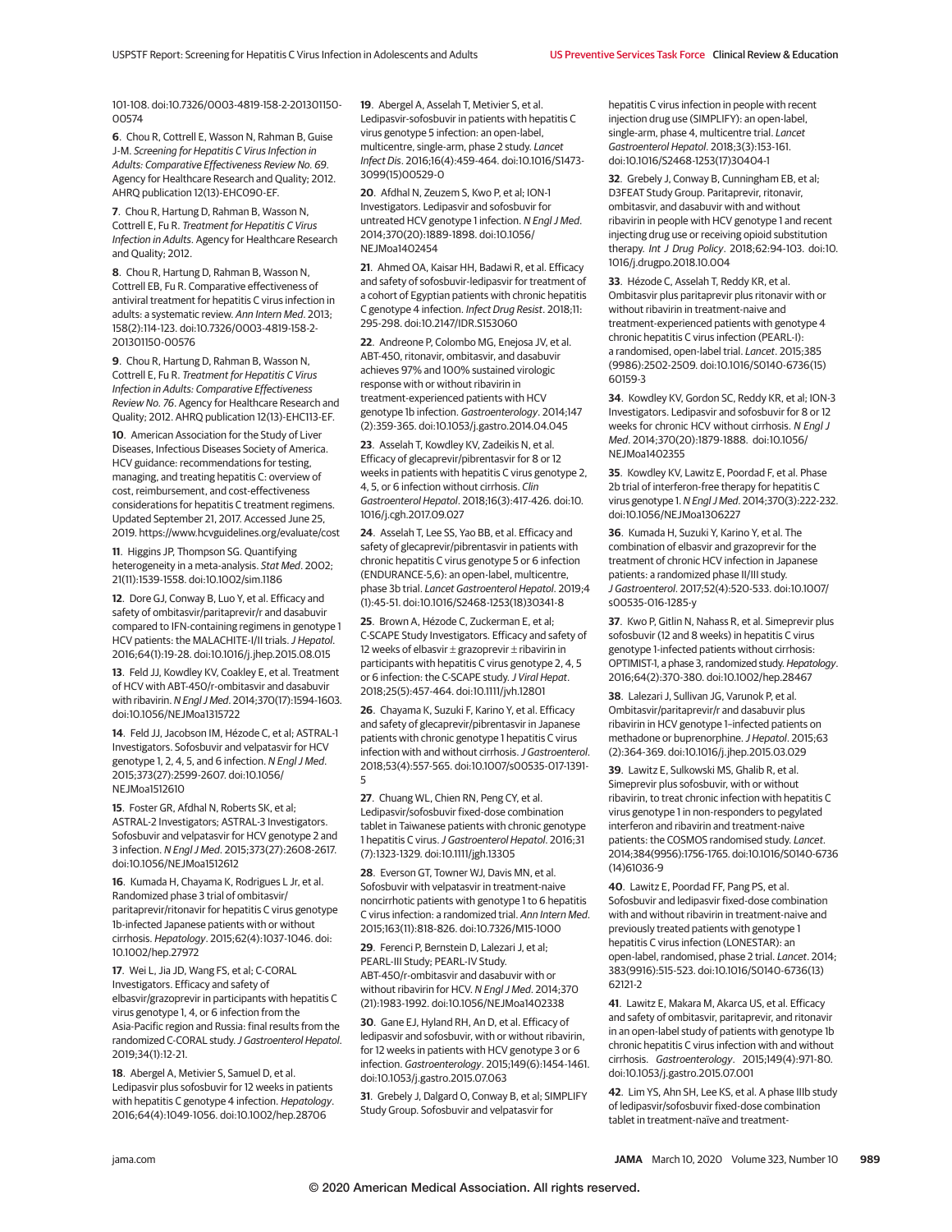101-108. doi:10.7326/0003-4819-158-2-201301150-00574

6. Chou R, Cottrell E, Wasson N, Rahman B, Guise J-M. *Screening for Hepatitis C Virus Infection in Adults: Comparative Effectiveness Review No. 69*. Agency for Healthcare Research and Quality; 2012. AHRQ publication 12(13)-EHC090-EF.

7. Chou R, Hartung D, Rahman B, Wasson N, Cottrell E, Fu R. *Treatment for Hepatitis C Virus Infection in Adults*. Agency for Healthcare Research and Quality; 2012.

8. Chou R, Hartung D, Rahman B, Wasson N, Cottrell EB, Fu R. Comparative effectiveness of antiviral treatment for hepatitis C virus infection in adults: a systematic review. *Ann Intern Med*. 2013; 158(2):114-123. doi:10.7326/0003-4819-158-2-201301150-00576

9. Chou R, Hartung D, Rahman B, Wasson N, Cottrell E, Fu R. *Treatment for Hepatitis C Virus Infection in Adults: Comparative Effectiveness Review No. 76*. Agency for Healthcare Research and Quality; 2012. AHRQ publication 12(13)-EHC113-EF.

10. American Association for the Study of Liver Diseases, Infectious Diseases Society of America. HCV guidance: recommendations for testing, managing, and treating hepatitis C: overview of cost, reimbursement, and cost-effectiveness considerations for hepatitis C treatment regimens. Updated September 21, 2017. Accessed June 25, 2019. https://www.hcvguidelines.org/evaluate/cost

11. Higgins JP, Thompson SG. Quantifying heterogeneity in a meta-analysis. *Stat Med*. 2002; 21(11):1539-1558. doi:10.1002/sim.1186

12. Dore GJ, Conway B, Luo Y, et al. Efficacy and safety of ombitasvir/paritaprevir/r and dasabuvir compared to IFN-containing regimens in genotype 1 HCV patients: the MALACHITE-I/II trials. *J Hepatol*. 2016;64(1):19-28. doi:10.1016/j.jhep.2015.08.015

13. Feld JJ, Kowdley KV, Coakley E, et al. Treatment of HCV with ABT-450/r-ombitasvir and dasabuvir with ribavirin. *N Engl J Med*. 2014;370(17):1594-1603. doi:10.1056/NEJMoa1315722

14. Feld JJ, Jacobson IM, Hézode C, et al; ASTRAL-1 Investigators. Sofosbuvir and velpatasvir for HCV genotype 1, 2, 4, 5, and 6 infection. *N Engl J Med*. 2015;373(27):2599-2607. doi:10.1056/NEJMoa1512610

15. Foster GR, Afdhal N, Roberts SK, et al; ASTRAL-2 Investigators; ASTRAL-3 Investigators. Sofosbuvir and velpatasvir for HCV genotype 2 and 3 infection. *N Engl J Med*. 2015;373(27):2608-2617. doi:10.1056/NEJMoa1512612

16. Kumada H, Chayama K, Rodrigues L Jr, et al. Randomized phase 3 trial of ombitasvir/paritaprevir/ritonavir for hepatitis C virus genotype 1b-infected Japanese patients with or without cirrhosis. *Hepatology*. 2015;62(4):1037-1046. doi:10.1002/hep.27972

17. Wei L, Jia JD, Wang FS, et al; C-CORAL Investigators. Efficacy and safety of elbasvir/grazoprevir in participants with hepatitis C virus genotype 1, 4, or 6 infection from the Asia-Pacific region and Russia: final results from the randomized C-CORAL study. *J Gastroenterol Hepatol*. 2019;34(1):12-21.

18. Abergel A, Metivier S, Samuel D, et al. Ledipasvir plus sofosbuvir for 12 weeks in patients with hepatitis C genotype 4 infection. *Hepatology*. 2016;64(4):1049-1056. doi:10.1002/hep.28706

19. Abergel A, Asselah T, Metivier S, et al. Ledipasvir-sofosbuvir in patients with hepatitis C virus genotype 5 infection: an open-label, multicentre, single-arm, phase 2 study. *Lancet Infect Dis*. 2016;16(4):459-464. doi:10.1016/S1473-3099(15)00529-0

20. Afdhal N, Zeuzem S, Kwo P, et al; ION-1 Investigators. Ledipasvir and sofosbuvir for untreated HCV genotype 1 infection. *N Engl J Med*. 2014;370(20):1889-1898. doi:10.1056/NEJMoa1402454

21. Ahmed OA, Kaisar HH, Badawi R, et al. Efficacy and safety of sofosbuvir-ledipasvir for treatment of a cohort of Egyptian patients with chronic hepatitis C genotype 4 infection. *Infect Drug Resist*. 2018;11: 295-298. doi:10.2147/IDR.S153060

22. Andreone P, Colombo MG, Enejosa JV, et al. ABT-450, ritonavir, ombitasvir, and dasabuvir achieves 97% and 100% sustained virologic response with or without ribavirin in treatment-experienced patients with HCV genotype 1b infection. *Gastroenterology*. 2014;147 (2):359-365. doi:10.1053/j.gastro.2014.04.045

23. Asselah T, Kowdley KV, Zadeikis N, et al. Efficacy of glecaprevir/pibrentasvir for 8 or 12 weeks in patients with hepatitis C virus genotype 2, 4, 5, or 6 infection without cirrhosis. *Clin Gastroenterol Hepatol*. 2018;16(3):417-426. doi:10.1016/j.cgh.2017.09.027

24. Asselah T, Lee SS, Yao BB, et al. Efficacy and safety of glecaprevir/pibrentasvir in patients with chronic hepatitis C virus genotype 5 or 6 infection (ENDURANCE-5,6): an open-label, multicentre, phase 3b trial. *Lancet Gastroenterol Hepatol*. 2019;4 (1):45-51. doi:10.1016/S2468-1253(18)30341-8

25. Brown A, Hézode C, Zuckerman E, et al; C-SCAPE Study Investigators. Efficacy and safety of 12 weeks of elbasvir ± grazoprevir ± ribavirin in participants with hepatitis C virus genotype 2, 4, 5 or 6 infection: the C-SCAPE study. *J Viral Hepat*. 2018;25(5):457-464. doi:10.1111/jvh.12801

26. Chayama K, Suzuki F, Karino Y, et al. Efficacy and safety of glecaprevir/pibrentasvir in Japanese patients with chronic genotype 1 hepatitis C virus infection with and without cirrhosis. *J Gastroenterol*. 2018;53(4):557-565. doi:10.1007/s00535-017-1391-5

27. Chuang WL, Chien RN, Peng CY, et al. Ledipasvir/sofosbuvir fixed-dose combination tablet in Taiwanese patients with chronic genotype 1 hepatitis C virus. *J Gastroenterol Hepatol*. 2016;31 (7):1323-1329. doi:10.1111/jgh.13305

28. Everson GT, Towner WJ, Davis MN, et al. Sofosbuvir with velpatasvir in treatment-naive noncirrhotic patients with genotype 1 to 6 hepatitis C virus infection: a randomized trial. *Ann Intern Med*. 2015;163(11):818-826. doi:10.7326/M15-1000

29. Ferenci P, Bernstein D, Lalezari J, et al; PEARL-III Study; PEARL-IV Study. ABT-450/r-ombitasvir and dasabuvir with or without ribavirin for HCV. *N Engl J Med*. 2014;370 (21):1983-1992. doi:10.1056/NEJMoa1402338

30. Gane EJ, Hyland RH, An D, et al. Efficacy of ledipasvir and sofosbuvir, with or without ribavirin, for 12 weeks in patients with HCV genotype 3 or 6 infection. *Gastroenterology*. 2015;149(6):1454-1461. doi:10.1053/j.gastro.2015.07.063

31. Grebely J, Dalgard O, Conway B, et al; SIMPLIFY Study Group. Sofosbuvir and velpatasvir for hepatitis C virus infection in people with recent injection drug use (SIMPLIFY): an open-label, single-arm, phase 4, multicentre trial. *Lancet Gastroenterol Hepatol*. 2018;3(3):153-161. doi:10.1016/S2468-1253(17)30404-1

32. Grebely J, Conway B, Cunningham EB, et al; D3FEAT Study Group. Paritaprevir, ritonavir, ombitasvir, and dasabuvir with and without ribavirin in people with HCV genotype 1 and recent injecting drug use or receiving opioid substitution therapy. *Int J Drug Policy*. 2018;62:94-103. doi:10.1016/j.drugpo.2018.10.004

33. Hézode C, Asselah T, Reddy KR, et al. Ombitasvir plus paritaprevir plus ritonavir with or without ribavirin in treatment-naive and treatment-experienced patients with genotype 4 chronic hepatitis C virus infection (PEARL-I): a randomised, open-label trial. *Lancet*. 2015;385 (9986):2502-2509. doi:10.1016/S0140-6736(15) 60159-3

34. Kowdley KV, Gordon SC, Reddy KR, et al; ION-3 Investigators. Ledipasvir and sofosbuvir for 8 or 12 weeks for chronic HCV without cirrhosis. *N Engl J Med*. 2014;370(20):1879-1888. doi:10.1056/NEJMoa1402355

35. Kowdley KV, Lawitz E, Poordad F, et al. Phase 2b trial of interferon-free therapy for hepatitis C virus genotype 1. *N Engl J Med*. 2014;370(3):222-232. doi:10.1056/NEJMoa1306227

36. Kumada H, Suzuki Y, Karino Y, et al. The combination of elbasvir and grazoprevir for the treatment of chronic HCV infection in Japanese patients: a randomized phase II/III study. *J Gastroenterol*. 2017;52(4):520-533. doi:10.1007/s00535-016-1285-y

37. Kwo P, Gitlin N, Nahass R, et al. Simeprevir plus sofosbuvir (12 and 8 weeks) in hepatitis C virus genotype 1-infected patients without cirrhosis: OPTIMIST-1, a phase 3, randomized study. *Hepatology*. 2016;64(2):370-380. doi:10.1002/hep.28467

38. Lalezari J, Sullivan JG, Varunok P, et al. Ombitasvir/paritaprevir/r and dasabuvir plus ribavirin in HCV genotype 1–infected patients on methadone or buprenorphine. *J Hepatol*. 2015;63 (2):364-369. doi:10.1016/j.jhep.2015.03.029

39. Lawitz E, Sulkowski MS, Ghalib R, et al. Simeprevir plus sofosbuvir, with or without ribavirin, to treat chronic infection with hepatitis C virus genotype 1 in non-responders to pegylated interferon and ribavirin and treatment-naive patients: the COSMOS randomised study. *Lancet*. 2014;384(9956):1756-1765. doi:10.1016/S0140-6736 (14)61036-9

40. Lawitz E, Poordad FF, Pang PS, et al. Sofosbuvir and ledipasvir fixed-dose combination with and without ribavirin in treatment-naive and previously treated patients with genotype 1 hepatitis C virus infection (LONESTAR): an open-label, randomised, phase 2 trial. *Lancet*. 2014; 383(9916):515-523. doi:10.1016/S0140-6736(13) 62121-2

41. Lawitz E, Makara M, Akarca US, et al. Efficacy and safety of ombitasvir, paritaprevir, and ritonavir in an open-label study of patients with genotype 1b chronic hepatitis C virus infection with and without cirrhosis. *Gastroenterology*. 2015;149(4):971-80. doi:10.1053/j.gastro.2015.07.001

42. Lim YS, Ahn SH, Lee KS, et al. A phase IIIb study of ledipasvir/sofosbuvir fixed-dose combination tablet in treatment-naïve and treatment-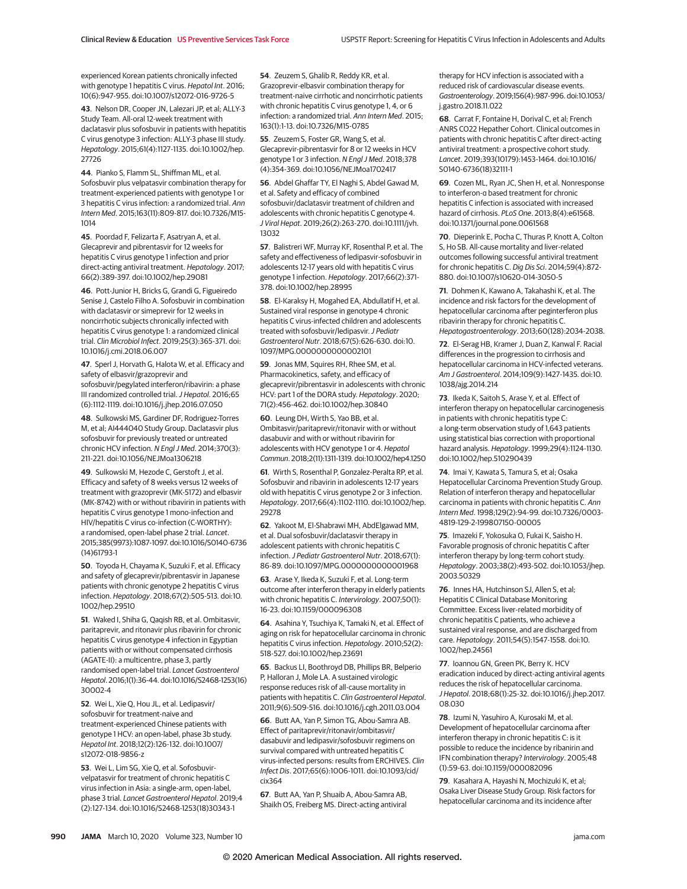experienced Korean patients chronically infected with genotype 1 hepatitis C virus. *Hepatol Int*. 2016; 10(6):947-955. doi:10.1007/s12072-016-9726-5

43. Nelson DR, Cooper JN, Lalezari JP, et al; ALLY-3 Study Team. All-oral 12-week treatment with daclatasvir plus sofosbuvir in patients with hepatitis C virus genotype 3 infection: ALLY-3 phase III study. *Hepatology*. 2015;61(4):1127-1135. doi:10.1002/hep.27726

44. Pianko S, Flamm SL, Shiffman ML, et al. Sofosbuvir plus velpatasvir combination therapy for treatment-experienced patients with genotype 1 or 3 hepatitis C virus infection: a randomized trial. *Ann Intern Med*. 2015;163(11):809-817. doi:10.7326/M15-1014

45. Poordad F, Felizarta F, Asatryan A, et al. Glecaprevir and pibrentasvir for 12 weeks for hepatitis C virus genotype 1 infection and prior direct-acting antiviral treatment. *Hepatology*. 2017; 66(2):389-397. doi:10.1002/hep.29081

46. Pott-Junior H, Bricks G, Grandi G, Figueiredo Senise J, Castelo Filho A. Sofosbuvir in combination with daclatasvir or simeprevir for 12 weeks in noncirrhotic subjects chronically infected with hepatitis C virus genotype 1: a randomized clinical trial. *Clin Microbiol Infect*. 2019;25(3):365-371. doi:10.1016/j.cmi.2018.06.007

47. Sperl J, Horvath G, Halota W, et al. Efficacy and safety of elbasvir/grazoprevir and sofosbuvir/pegylated interferon/ribavirin: a phase III randomized controlled trial. *J Hepatol*. 2016;65 (6):1112-1119. doi:10.1016/j.jhep.2016.07.050

48. Sulkowski MS, Gardiner DF, Rodriguez-Torres M, et al; AI444040 Study Group. Daclatasvir plus sofosbuvir for previously treated or untreated chronic HCV infection. *N Engl J Med*. 2014;370(3): 211-221. doi:10.1056/NEJMoa1306218

49. Sulkowski M, Hezode C, Gerstoft J, et al. Efficacy and safety of 8 weeks versus 12 weeks of treatment with grazoprevir (MK-5172) and elbasvir (MK-8742) with or without ribavirin in patients with hepatitis C virus genotype 1 mono-infection and HIV/hepatitis C virus co-infection (C-WORTHY): a randomised, open-label phase 2 trial. *Lancet*. 2015;385(9973):1087-1097. doi:10.1016/S0140-6736(14)61793-1

50. Toyoda H, Chayama K, Suzuki F, et al. Efficacy and safety of glecaprevir/pibrentasvir in Japanese patients with chronic genotype 2 hepatitis C virus infection. *Hepatology*. 2018;67(2):505-513. doi:10.1002/hep.29510

51. Waked I, Shiha G, Qaqish RB, et al. Ombitasvir, paritaprevir, and ritonavir plus ribavirin for chronic hepatitis C virus genotype 4 infection in Egyptian patients with or without compensated cirrhosis (AGATE-II): a multicentre, phase 3, partly randomised open-label trial. *Lancet Gastroenterol Hepatol*. 2016;1(1):36-44. doi:10.1016/S2468-1253(16)30002-4

52. Wei L, Xie Q, Hou JL, et al. Ledipasvir/sofosbuvir for treatment-naive and treatment-experienced Chinese patients with genotype 1 HCV: an open-label, phase 3b study. *Hepatol Int*. 2018;12(2):126-132. doi:10.1007/s12072-018-9856-z

53. Wei L, Lim SG, Xie Q, et al. Sofosbuvir-velpatasvir for treatment of chronic hepatitis C virus infection in Asia: a single-arm, open-label, phase 3 trial. *Lancet Gastroenterol Hepatol*. 2019;4 (2):127-134. doi:10.1016/S2468-1253(18)30343-1

54. Zeuzem S, Ghalib R, Reddy KR, et al. Grazoprevir-elbasvir combination therapy for treatment-naive cirrhotic and noncirrhotic patients with chronic hepatitis C virus genotype 1, 4, or 6 infection: a randomized trial. *Ann Intern Med*. 2015; 163(1):1-13. doi:10.7326/M15-0785

55. Zeuzem S, Foster GR, Wang S, et al. Glecaprevir-pibrentasvir for 8 or 12 weeks in HCV genotype 1 or 3 infection. *N Engl J Med*. 2018;378 (4):354-369. doi:10.1056/NEJMoa1702417

56. Abdel Ghaffar TY, El Naghi S, Abdel Gawad M, et al. Safety and efficacy of combined sofosbuvir/daclatasvir treatment of children and adolescents with chronic hepatitis C genotype 4. *J Viral Hepat*. 2019;26(2):263-270. doi:10.1111/jvh.13032

57. Balistreri WF, Murray KF, Rosenthal P, et al. The safety and effectiveness of ledipasvir-sofosbuvir in adolescents 12-17 years old with hepatitis C virus genotype 1 infection. *Hepatology*. 2017;66(2):371-378. doi:10.1002/hep.28995

58. El-Karaksy H, Mogahed EA, Abdullatif H, et al. Sustained viral response in genotype 4 chronic hepatitis C virus-infected children and adolescents treated with sofosbuvir/ledipasvir. *J Pediatr Gastroenterol Nutr*. 2018;67(5):626-630. doi:10.1097/MPG.0000000000002101

59. Jonas MM, Squires RH, Rhee SM, et al. Pharmacokinetics, safety, and efficacy of glecaprevir/pibrentasvir in adolescents with chronic HCV: part 1 of the DORA study. *Hepatology*. 2020; 71(2):456-462. doi:10.1002/hep.30840

60. Leung DH, Wirth S, Yao BB, et al. Ombitasvir/paritaprevir/ritonavir with or without dasabuvir and with or without ribavirin for adolescents with HCV genotype 1 or 4. *Hepatol Commun*. 2018;2(11):1311-1319. doi:10.1002/hep4.1250

61. Wirth S, Rosenthal P, Gonzalez-Peralta RP, et al. Sofosbuvir and ribavirin in adolescents 12-17 years old with hepatitis C virus genotype 2 or 3 infection. *Hepatology*. 2017;66(4):1102-1110. doi:10.1002/hep.29278

62. Yakoot M, El-Shabrawi MH, AbdElgawad MM, et al. Dual sofosbuvir/daclatasvir therapy in adolescent patients with chronic hepatitis C infection. *J Pediatr Gastroenterol Nutr*. 2018;67(1): 86-89. doi:10.1097/MPG.0000000000001968

63. Arase Y, Ikeda K, Suzuki F, et al. Long-term outcome after interferon therapy in elderly patients with chronic hepatitis C. *Intervirology*. 2007;50(1): 16-23. doi:10.1159/000096308

64. Asahina Y, Tsuchiya K, Tamaki N, et al. Effect of aging on risk for hepatocellular carcinoma in chronic hepatitis C virus infection. *Hepatology*. 2010;52(2): 518-527. doi:10.1002/hep.23691

65. Backus LI, Boothroyd DB, Phillips BR, Belperio P, Halloran J, Mole LA. A sustained virologic response reduces risk of all-cause mortality in patients with hepatitis C. *Clin Gastroenterol Hepatol*. 2011;9(6):509-516. doi:10.1016/j.cgh.2011.03.004

66. Butt AA, Yan P, Simon TG, Abou-Samra AB. Effect of paritaprevir/ritonavir/ombitasvir/dasabuvir and ledipasvir/sofosbuvir regimens on survival compared with untreated hepatitis C virus-infected persons: results from ERCHIVES. *Clin Infect Dis*. 2017;65(6):1006-1011. doi:10.1093/cid/cix364

67. Butt AA, Yan P, Shuaib A, Abou-Samra AB, Shaikh OS, Freiberg MS. Direct-acting antiviral therapy for HCV infection is associated with a reduced risk of cardiovascular disease events. *Gastroenterology*. 2019;156(4):987-996. doi:10.1053/j.gastro.2018.11.022

68. Carrat F, Fontaine H, Dorival C, et al; French ANRS CO22 Hepather Cohort. Clinical outcomes in patients with chronic hepatitis C after direct-acting antiviral treatment: a prospective cohort study. *Lancet*. 2019;393(10179):1453-1464. doi:10.1016/S0140-6736(18)32111-1

69. Cozen ML, Ryan JC, Shen H, et al. Nonresponse to interferon-α based treatment for chronic hepatitis C infection is associated with increased hazard of cirrhosis. *PLoS One*. 2013;8(4):e61568. doi:10.1371/journal.pone.0061568

70. Dieperink E, Pocha C, Thuras P, Knott A, Colton S, Ho SB. All-cause mortality and liver-related outcomes following successful antiviral treatment for chronic hepatitis C. *Dig Dis Sci*. 2014;59(4):872-880. doi:10.1007/s10620-014-3050-5

71. Dohmen K, Kawano A, Takahashi K, et al. The incidence and risk factors for the development of hepatocellular carcinoma after peginterferon plus ribavirin therapy for chronic hepatitis C. *Hepatogastroenterology*. 2013;60(128):2034-2038.

72. El-Serag HB, Kramer J, Duan Z, Kanwal F. Racial differences in the progression to cirrhosis and hepatocellular carcinoma in HCV-infected veterans. *Am J Gastroenterol*. 2014;109(9):1427-1435. doi:10.1038/ajg.2014.214

73. Ikeda K, Saitoh S, Arase Y, et al. Effect of interferon therapy on hepatocellular carcinogenesis in patients with chronic hepatitis type C: a long-term observation study of 1,643 patients using statistical bias correction with proportional hazard analysis. *Hepatology*. 1999;29(4):1124-1130. doi:10.1002/hep.510290439

74. Imai Y, Kawata S, Tamura S, et al; Osaka Hepatocellular Carcinoma Prevention Study Group. Relation of interferon therapy and hepatocellular carcinoma in patients with chronic hepatitis C. *Ann Intern Med*. 1998;129(2):94-99. doi:10.7326/0003-4819-129-2-199807150-00005

75. Imazeki F, Yokosuka O, Fukai K, Saisho H. Favorable prognosis of chronic hepatitis C after interferon therapy by long-term cohort study. *Hepatology*. 2003;38(2):493-502. doi:10.1053/jhep.2003.50329

76. Innes HA, Hutchinson SJ, Allen S, et al; Hepatitis C Clinical Database Monitoring Committee. Excess liver-related morbidity of chronic hepatitis C patients, who achieve a sustained viral response, and are discharged from care. *Hepatology*. 2011;54(5):1547-1558. doi:10.1002/hep.24561

77. Ioannou GN, Green PK, Berry K. HCV eradication induced by direct-acting antiviral agents reduces the risk of hepatocellular carcinoma. *J Hepatol*. 2018;68(1):25-32. doi:10.1016/j.jhep.2017.08.030

78. Izumi N, Yasuhiro A, Kurosaki M, et al. Development of hepatocellular carcinoma after interferon therapy in chronic hepatitis C: is it possible to reduce the incidence by ribanirin and IFN combination therapy? *Intervirology*. 2005;48 (1):59-63. doi:10.1159/000082096

79. Kasahara A, Hayashi N, Mochizuki K, et al; Osaka Liver Disease Study Group. Risk factors for hepatocellular carcinoma and its incidence after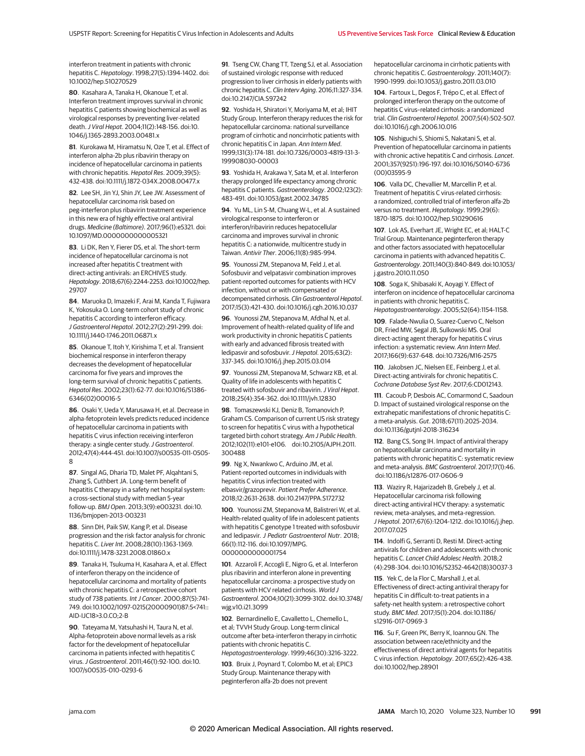interferon treatment in patients with chronic hepatitis C. *Hepatology*. 1998;27(5):1394-1402. doi:10.1002/hep.510270529

**80**. Kasahara A, Tanaka H, Okanoue T, et al. Interferon treatment improves survival in chronic hepatitis C patients showing biochemical as well as virological responses by preventing liver-related death. *J Viral Hepat*. 2004;11(2):148-156. doi:10.1046/j.1365-2893.2003.00481.x

**81**. Kurokawa M, Hiramatsu N, Oze T, et al. Effect of interferon alpha-2b plus ribavirin therapy on incidence of hepatocellular carcinoma in patients with chronic hepatitis. *Hepatol Res*. 2009;39(5):432-438. doi:10.1111/j.1872-034X.2008.00477.x

**82**. Lee SH, Jin YJ, Shin JY, Lee JW. Assessment of hepatocellular carcinoma risk based on peg-interferon plus ribavirin treatment experience in this new era of highly effective oral antiviral drugs. *Medicine (Baltimore)*. 2017;96(1):e5321. doi:10.1097/MD.0000000000005321

**83**. Li DK, Ren Y, Fierer DS, et al. The short-term incidence of hepatocellular carcinoma is not increased after hepatitis C treatment with direct-acting antivirals: an ERCHIVES study. *Hepatology*. 2018;67(6):2244-2253. doi:10.1002/hep.29707

**84**. Maruoka D, Imazeki F, Arai M, Kanda T, Fujiwara K, Yokosuka O. Long-term cohort study of chronic hepatitis C according to interferon efficacy. *J Gastroenterol Hepatol*. 2012;27(2):291-299. doi:10.1111/j.1440-1746.2011.06871.x

**85**. Okanoue T, Itoh Y, Kirishima T, et al. Transient biochemical response in interferon therapy decreases the development of hepatocellular carcinoma for five years and improves the long-term survival of chronic hepatitis C patients. *Hepatol Res*. 2002;23(1):62-77. doi:10.1016/S1386-6346(02)00016-5

**86**. Osaki Y, Ueda Y, Marusawa H, et al. Decrease in alpha-fetoprotein levels predicts reduced incidence of hepatocellular carcinoma in patients with hepatitis C virus infection receiving interferon therapy: a single center study. *J Gastroenterol*. 2012;47(4):444-451. doi:10.1007/s00535-011-0505-8

**87**. Singal AG, Dharia TD, Malet PF, Alqahtani S, Zhang S, Cuthbert JA. Long-term benefit of hepatitis C therapy in a safety net hospital system: a cross-sectional study with median 5-year follow-up. *BMJ Open*. 2013;3(9):e003231. doi:10.1136/bmjopen-2013-003231

**88**. Sinn DH, Paik SW, Kang P, et al. Disease progression and the risk factor analysis for chronic hepatitis C. *Liver Int*. 2008;28(10):1363-1369. doi:10.1111/j.1478-3231.2008.01860.x

**89**. Tanaka H, Tsukuma H, Kasahara A, et al. Effect of interferon therapy on the incidence of hepatocellular carcinoma and mortality of patients with chronic hepatitis C: a retrospective cohort study of 738 patients. *Int J Cancer*. 2000;87(5):741-749. doi:10.1002/1097-0215(20000901)87:5<741::AID-IJC18>3.0.CO;2-B

**90**. Tateyama M, Yatsuhashi H, Taura N, et al. Alpha-fetoprotein above normal levels as a risk factor for the development of hepatocellular carcinoma in patients infected with hepatitis C virus. *J Gastroenterol*. 2011;46(1):92-100. doi:10.1007/s00535-010-0293-6

**91**. Tseng CW, Chang TT, Tzeng SJ, et al. Association of sustained virologic response with reduced progression to liver cirrhosis in elderly patients with chronic hepatitis C. *Clin Interv Aging*. 2016;11:327-334. doi:10.2147/CIA.S97242

**92**. Yoshida H, Shiratori Y, Moriyama M, et al; IHIT Study Group. Interferon therapy reduces the risk for hepatocellular carcinoma: national surveillance program of cirrhotic and noncirrhotic patients with chronic hepatitis C in Japan. *Ann Intern Med*. 1999;131(3):174-181. doi:10.7326/0003-4819-131-3-199908030-00003

**93**. Yoshida H, Arakawa Y, Sata M, et al. Interferon therapy prolonged life expectancy among chronic hepatitis C patients. *Gastroenterology*. 2002;123(2):483-491. doi:10.1053/gast.2002.34785

**94**. Yu ML, Lin S-M, Chuang W-L, et al. A sustained virological response to interferon or interferon/ribavirin reduces hepatocellular carcinoma and improves survival in chronic hepatitis C: a nationwide, multicentre study in Taiwan. *Antivir Ther*. 2006;11(8):985-994.

**95**. Younossi ZM, Stepanova M, Feld J, et al. Sofosbuvir and velpatasvir combination improves patient-reported outcomes for patients with HCV infection, without or with compensated or decompensated cirrhosis. *Clin Gastroenterol Hepatol*. 2017;15(3):421-430. doi:10.1016/j.cgh.2016.10.037

**96**. Younossi ZM, Stepanova M, Afdhal N, et al. Improvement of health-related quality of life and work productivity in chronic hepatitis C patients with early and advanced fibrosis treated with ledipasvir and sofosbuvir. *J Hepatol*. 2015;63(2):337-345. doi:10.1016/j.jhep.2015.03.014

**97**. Younossi ZM, Stepanova M, Schwarz KB, et al. Quality of life in adolescents with hepatitis C treated with sofosbuvir and ribavirin. *J Viral Hepat*. 2018;25(4):354-362. doi:10.1111/jvh.12830

**98**. Tomaszewski KJ, Deniz B, Tomanovich P, Graham CS. Comparison of current US risk strategy to screen for hepatitis C virus with a hypothetical targeted birth cohort strategy. *Am J Public Health*. 2012;102(11):e101-e106. doi:10.2105/AJPH.2011.300488

**99**. Ng X, Nwankwo C, Arduino JM, et al. Patient-reported outcomes in individuals with hepatitis C virus infection treated with elbasvir/grazoprevir. *Patient Prefer Adherence*. 2018;12:2631-2638. doi:10.2147/PPA.S172732

**100**. Younossi ZM, Stepanova M, Balistreri W, et al. Health-related quality of life in adolescent patients with hepatitis C genotype 1 treated with sofosbuvir and ledipasvir. *J Pediatr Gastroenterol Nutr*. 2018;66(1):112-116. doi:10.1097/MPG.0000000000001754

**101**. Azzaroli F, Accogli E, Nigro G, et al. Interferon plus ribavirin and interferon alone in preventing hepatocellular carcinoma: a prospective study on patients with HCV related cirrhosis. *World J Gastroenterol*. 2004;10(21):3099-3102. doi:10.3748/wjg.v10.i21.3099

**102**. Bernardinello E, Cavalletto L, Chemello L, et al; TVVH Study Group. Long-term clinical outcome after beta-interferon therapy in cirrhotic patients with chronic hepatitis C. *Hepatogastroenterology*. 1999;46(30):3216-3222.

**103**. Bruix J, Poynard T, Colombo M, et al; EPIC3 Study Group. Maintenance therapy with peginterferon alfa-2b does not prevent hepatocellular carcinoma in cirrhotic patients with chronic hepatitis C. *Gastroenterology*. 2011;140(7):1990-1999. doi:10.1053/j.gastro.2011.03.010

**104**. Fartoux L, Degos F, Trépo C, et al. Effect of prolonged interferon therapy on the outcome of hepatitis C virus–related cirrhosis: a randomized trial. *Clin Gastroenterol Hepatol*. 2007;5(4):502-507. doi:10.1016/j.cgh.2006.10.016

**105**. Nishiguchi S, Shiomi S, Nakatani S, et al. Prevention of hepatocellular carcinoma in patients with chronic active hepatitis C and cirrhosis. *Lancet*. 2001;357(9251):196-197. doi:10.1016/S0140-6736(00)03595-9

**106**. Valla DC, Chevallier M, Marcellin P, et al. Treatment of hepatitis C virus-related cirrhosis: a randomized, controlled trial of interferon alfa-2b versus no treatment. *Hepatology*. 1999;29(6):1870-1875. doi:10.1002/hep.510290616

**107**. Lok AS, Everhart JE, Wright EC, et al; HALT-C Trial Group. Maintenance peginterferon therapy and other factors associated with hepatocellular carcinoma in patients with advanced hepatitis C. *Gastroenterology*. 2011;140(3):840-849. doi:10.1053/j.gastro.2010.11.050

**108**. Soga K, Shibasaki K, Aoyagi Y. Effect of interferon on incidence of hepatocellular carcinoma in patients with chronic hepatitis C. *Hepatogastroenterology*. 2005;52(64):1154-1158.

**109**. Falade-Nwulia O, Suarez-Cuervo C, Nelson DR, Fried MW, Segal JB, Sulkowski MS. Oral direct-acting agent therapy for hepatitis C virus infection: a systematic review. *Ann Intern Med*. 2017;166(9):637-648. doi:10.7326/M16-2575

**110**. Jakobsen JC, Nielsen EE, Feinberg J, et al. Direct-acting antivirals for chronic hepatitis C. *Cochrane Database Syst Rev*. 2017;6:CD012143.

**111**. Cacoub P, Desbois AC, Comarmond C, Saadoun D. Impact of sustained virological response on the extrahepatic manifestations of chronic hepatitis C: a meta-analysis. *Gut*. 2018;67(11):2025-2034. doi:10.1136/gutjnl-2018-316234

**112**. Bang CS, Song IH. Impact of antiviral therapy on hepatocellular carcinoma and mortality in patients with chronic hepatitis C: systematic review and meta-analysis. *BMC Gastroenterol*. 2017;17(1):46. doi:10.1186/s12876-017-0606-9

**113**. Waziry R, Hajarizadeh B, Grebely J, et al. Hepatocellular carcinoma risk following direct-acting antiviral HCV therapy: a systematic review, meta-analyses, and meta-regression. *J Hepatol*. 2017;67(6):1204-1212. doi:10.1016/j.jhep.2017.07.025

**114**. Indolfi G, Serranti D, Resti M. Direct-acting antivirals for children and adolescents with chronic hepatitis C. *Lancet Child Adolesc Health*. 2018;2(4):298-304. doi:10.1016/S2352-4642(18)30037-3

**115**. Yek C, de la Flor C, Marshall J, et al. Effectiveness of direct-acting antiviral therapy for hepatitis C in difficult-to-treat patients in a safety-net health system: a retrospective cohort study. *BMC Med*. 2017;15(1):204. doi:10.1186/s12916-017-0969-3

**116**. Su F, Green PK, Berry K, Ioannou GN. The association between race/ethnicity and the effectiveness of direct antiviral agents for hepatitis C virus infection. *Hepatology*. 2017;65(2):426-438. doi:10.1002/hep.28901